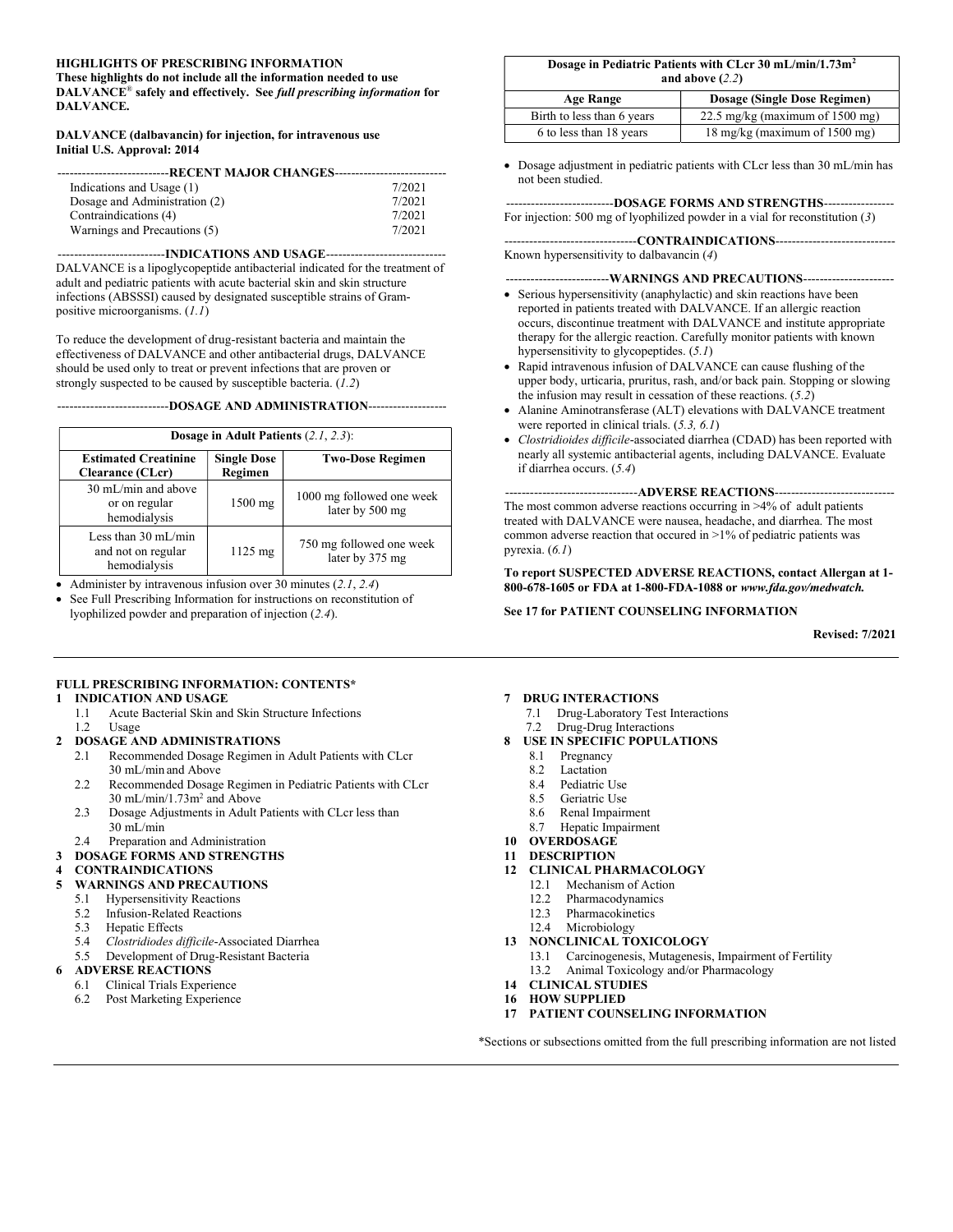**HIGHLIGHTS OF PRESCRIBING INFORMATION**
**These highlights do not include all the information needed to use DALVANCE® safely and effectively. See *full prescribing information* for DALVANCE.**

**DALVANCE (dalbavancin) for injection, for intravenous use**
**Initial U.S. Approval: 2014**

## RECENT MAJOR CHANGES

| | |
|---|---|
| Indications and Usage (1) | 7/2021 |
| Dosage and Administration (2) | 7/2021 |
| Contraindications (4) | 7/2021 |
| Warnings and Precautions (5) | 7/2021 |

## INDICATIONS AND USAGE

DALVANCE is a lipoglycopeptide antibacterial indicated for the treatment of adult and pediatric patients with acute bacterial skin and skin structure infections (ABSSSI) caused by designated susceptible strains of Gram-positive microorganisms. (*1.1*)

To reduce the development of drug-resistant bacteria and maintain the effectiveness of DALVANCE and other antibacterial drugs, DALVANCE should be used only to treat or prevent infections that are proven or strongly suspected to be caused by susceptible bacteria. (*1.2*)

## DOSAGE AND ADMINISTRATION

**Dosage in Adult Patients** (*2.1*, *2.3*):

| Estimated Creatinine Clearance (CLcr) | Single Dose Regimen | Two-Dose Regimen |
|---|---|---|
| 30 mL/min and above or on regular hemodialysis | 1500 mg | 1000 mg followed one week later by 500 mg |
| Less than 30 mL/min and not on regular hemodialysis | 1125 mg | 750 mg followed one week later by 375 mg |

- Administer by intravenous infusion over 30 minutes (*2.1*, *2.4*)
- See Full Prescribing Information for instructions on reconstitution of lyophilized powder and preparation of injection (*2.4*).

**Dosage in Pediatric Patients with CLcr 30 mL/min/1.73m$^2$ and above (*2.2*)**

| Age Range | Dosage (Single Dose Regimen) |
|---|---|
| Birth to less than 6 years | 22.5 mg/kg (maximum of 1500 mg) |
| 6 to less than 18 years | 18 mg/kg (maximum of 1500 mg) |

- Dosage adjustment in pediatric patients with CLcr less than 30 mL/min has not been studied.

## DOSAGE FORMS AND STRENGTHS

For injection: 500 mg of lyophilized powder in a vial for reconstitution (*3*)

## CONTRAINDICATIONS

Known hypersensitivity to dalbavancin (*4*)

## WARNINGS AND PRECAUTIONS

- Serious hypersensitivity (anaphylactic) and skin reactions have been reported in patients treated with DALVANCE. If an allergic reaction occurs, discontinue treatment with DALVANCE and institute appropriate therapy for the allergic reaction. Carefully monitor patients with known hypersensitivity to glycopeptides. (*5.1*)
- Rapid intravenous infusion of DALVANCE can cause flushing of the upper body, urticaria, pruritus, rash, and/or back pain. Stopping or slowing the infusion may result in cessation of these reactions. (*5.2*)
- Alanine Aminotransferase (ALT) elevations with DALVANCE treatment were reported in clinical trials. (*5.3, 6.1*)
- *Clostridioides difficile*-associated diarrhea (CDAD) has been reported with nearly all systemic antibacterial agents, including DALVANCE. Evaluate if diarrhea occurs. (*5.4*)

## ADVERSE REACTIONS

The most common adverse reactions occurring in >4% of adult patients treated with DALVANCE were nausea, headache, and diarrhea. The most common adverse reaction that occured in >1% of pediatric patients was pyrexia. (*6.1*)

**To report SUSPECTED ADVERSE REACTIONS, contact Allergan at 1-800-678-1605 or FDA at 1-800-FDA-1088 or *www.fda.gov/medwatch.***

**See 17 for PATIENT COUNSELING INFORMATION**

**Revised: 7/2021**

---

**FULL PRESCRIBING INFORMATION: CONTENTS***

**1 INDICATION AND USAGE**
- 1.1 Acute Bacterial Skin and Skin Structure Infections
- 1.2 Usage

**2 DOSAGE AND ADMINISTRATIONS**
- 2.1 Recommended Dosage Regimen in Adult Patients with CLcr 30 mL/min and Above
- 2.2 Recommended Dosage Regimen in Pediatric Patients with CLcr 30 mL/min/1.73m$^2$ and Above
- 2.3 Dosage Adjustments in Adult Patients with CLcr less than 30 mL/min
- 2.4 Preparation and Administration

**3 DOSAGE FORMS AND STRENGTHS**

**4 CONTRAINDICATIONS**

**5 WARNINGS AND PRECAUTIONS**
- 5.1 Hypersensitivity Reactions
- 5.2 Infusion-Related Reactions
- 5.3 Hepatic Effects
- 5.4 *Clostridioides difficile*-Associated Diarrhea
- 5.5 Development of Drug-Resistant Bacteria

**6 ADVERSE REACTIONS**
- 6.1 Clinical Trials Experience
- 6.2 Post Marketing Experience

**7 DRUG INTERACTIONS**
- 7.1 Drug-Laboratory Test Interactions
- 7.2 Drug-Drug Interactions

**8 USE IN SPECIFIC POPULATIONS**
- 8.1 Pregnancy
- 8.2 Lactation
- 8.4 Pediatric Use
- 8.5 Geriatric Use
- 8.6 Renal Impairment
- 8.7 Hepatic Impairment

**10 OVERDOSAGE**

**11 DESCRIPTION**

**12 CLINICAL PHARMACOLOGY**
- 12.1 Mechanism of Action
- 12.2 Pharmacodynamics
- 12.3 Pharmacokinetics
- 12.4 Microbiology

**13 NONCLINICAL TOXICOLOGY**
- 13.1 Carcinogenesis, Mutagenesis, Impairment of Fertility
- 13.2 Animal Toxicology and/or Pharmacology

**14 CLINICAL STUDIES**

**16 HOW SUPPLIED**

**17 PATIENT COUNSELING INFORMATION**

*Sections or subsections omitted from the full prescribing information are not listed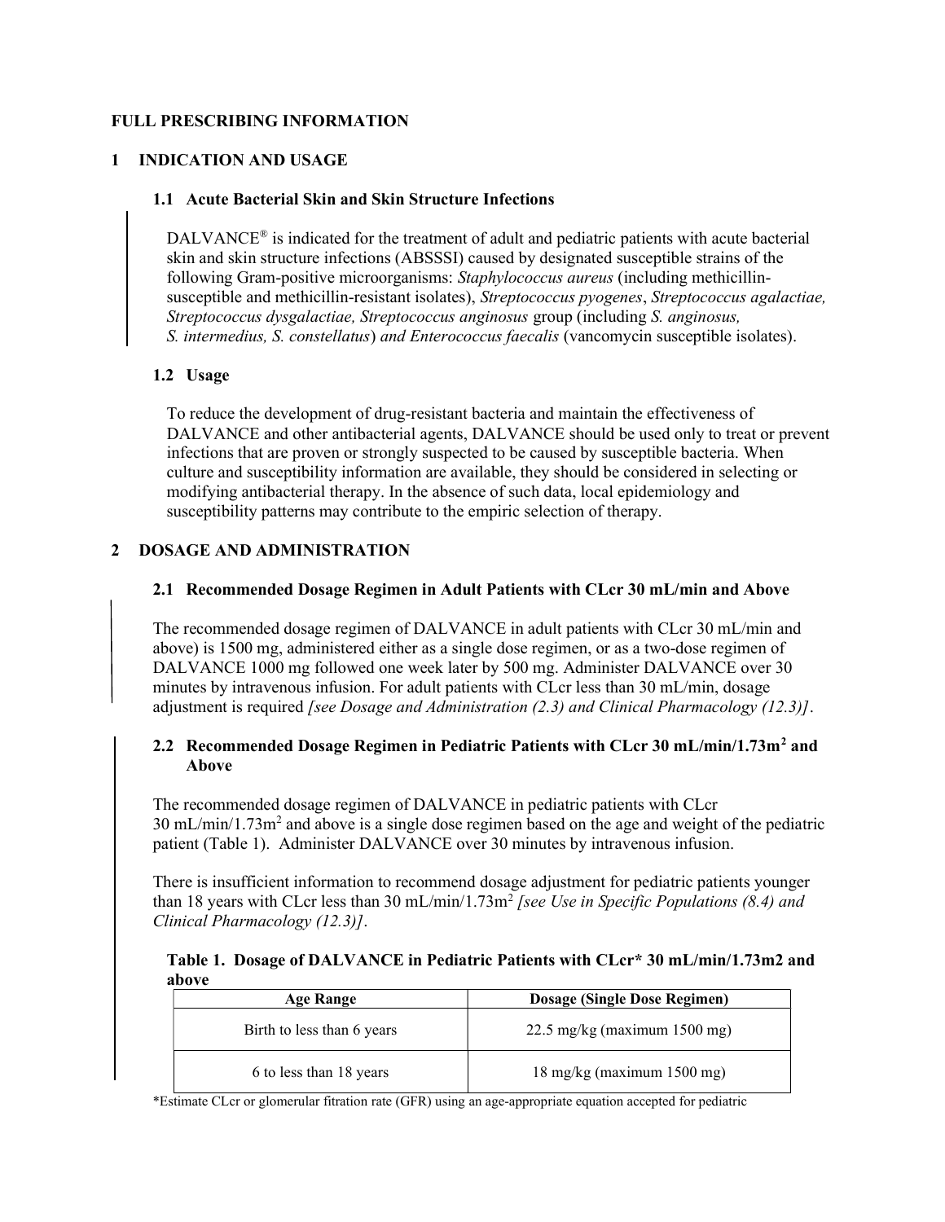# FULL PRESCRIBING INFORMATION

## 1 INDICATION AND USAGE

### 1.1 Acute Bacterial Skin and Skin Structure Infections

DALVANCE® is indicated for the treatment of adult and pediatric patients with acute bacterial skin and skin structure infections (ABSSSI) caused by designated susceptible strains of the following Gram-positive microorganisms: *Staphylococcus aureus* (including methicillin-susceptible and methicillin-resistant isolates), *Streptococcus pyogenes*, *Streptococcus agalactiae, Streptococcus dysgalactiae, Streptococcus anginosus* group (including *S. anginosus, S. intermedius, S. constellatus*) *and Enterococcus faecalis* (vancomycin susceptible isolates).

### 1.2 Usage

To reduce the development of drug-resistant bacteria and maintain the effectiveness of DALVANCE and other antibacterial agents, DALVANCE should be used only to treat or prevent infections that are proven or strongly suspected to be caused by susceptible bacteria. When culture and susceptibility information are available, they should be considered in selecting or modifying antibacterial therapy. In the absence of such data, local epidemiology and susceptibility patterns may contribute to the empiric selection of therapy.

## 2 DOSAGE AND ADMINISTRATION

### 2.1 Recommended Dosage Regimen in Adult Patients with CLcr 30 mL/min and Above

The recommended dosage regimen of DALVANCE in adult patients with CLcr 30 mL/min and above) is 1500 mg, administered either as a single dose regimen, or as a two-dose regimen of DALVANCE 1000 mg followed one week later by 500 mg. Administer DALVANCE over 30 minutes by intravenous infusion. For adult patients with CLcr less than 30 mL/min, dosage adjustment is required *[see Dosage and Administration (2.3) and Clinical Pharmacology (12.3)]*.

### 2.2 Recommended Dosage Regimen in Pediatric Patients with CLcr 30 mL/min/1.73m$^2$ and Above

The recommended dosage regimen of DALVANCE in pediatric patients with CLcr 30 mL/min/1.73m$^2$ and above is a single dose regimen based on the age and weight of the pediatric patient (Table 1). Administer DALVANCE over 30 minutes by intravenous infusion.

There is insufficient information to recommend dosage adjustment for pediatric patients younger than 18 years with CLcr less than 30 mL/min/1.73m$^2$ *[see Use in Specific Populations (8.4) and Clinical Pharmacology (12.3)]*.

**Table 1. Dosage of DALVANCE in Pediatric Patients with CLcr* 30 mL/min/1.73m2 and above**

| Age Range | Dosage (Single Dose Regimen) |
|---|---|
| Birth to less than 6 years | 22.5 mg/kg (maximum 1500 mg) |
| 6 to less than 18 years | 18 mg/kg (maximum 1500 mg) |

*Estimate CLcr or glomerular fitration rate (GFR) using an age-appropriate equation accepted for pediatric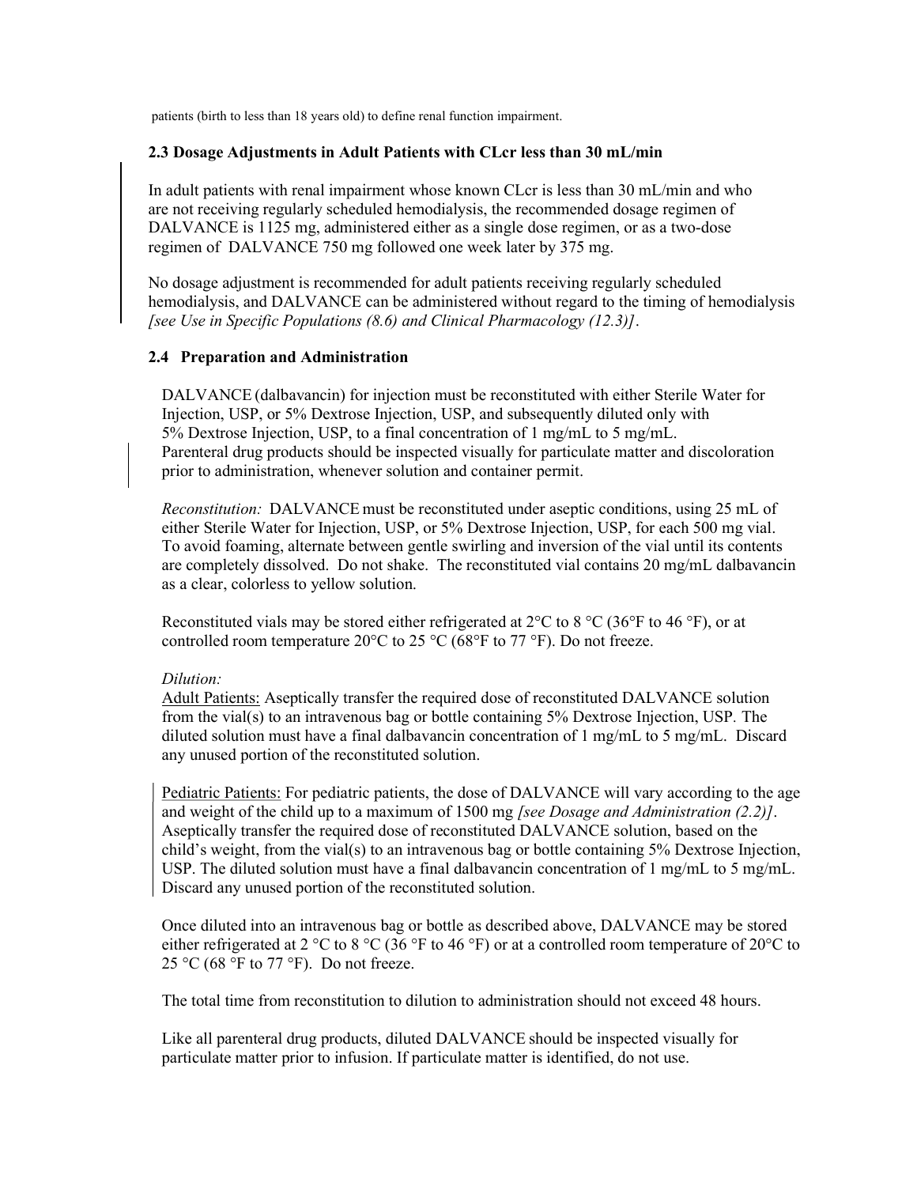patients (birth to less than 18 years old) to define renal function impairment.

### 2.3 Dosage Adjustments in Adult Patients with CLcr less than 30 mL/min

In adult patients with renal impairment whose known CLcr is less than 30 mL/min and who are not receiving regularly scheduled hemodialysis, the recommended dosage regimen of DALVANCE is 1125 mg, administered either as a single dose regimen, or as a two-dose regimen of DALVANCE 750 mg followed one week later by 375 mg.

No dosage adjustment is recommended for adult patients receiving regularly scheduled hemodialysis, and DALVANCE can be administered without regard to the timing of hemodialysis *[see Use in Specific Populations (8.6) and Clinical Pharmacology (12.3)]*.

### 2.4 Preparation and Administration

DALVANCE (dalbavancin) for injection must be reconstituted with either Sterile Water for Injection, USP, or 5% Dextrose Injection, USP, and subsequently diluted only with 5% Dextrose Injection, USP, to a final concentration of 1 mg/mL to 5 mg/mL. Parenteral drug products should be inspected visually for particulate matter and discoloration prior to administration, whenever solution and container permit.

*Reconstitution:* DALVANCE must be reconstituted under aseptic conditions, using 25 mL of either Sterile Water for Injection, USP, or 5% Dextrose Injection, USP, for each 500 mg vial. To avoid foaming, alternate between gentle swirling and inversion of the vial until its contents are completely dissolved. Do not shake. The reconstituted vial contains 20 mg/mL dalbavancin as a clear, colorless to yellow solution.

Reconstituted vials may be stored either refrigerated at 2°C to 8 °C (36°F to 46 °F), or at controlled room temperature 20°C to 25 °C (68°F to 77 °F). Do not freeze.

*Dilution:*

Adult Patients: Aseptically transfer the required dose of reconstituted DALVANCE solution from the vial(s) to an intravenous bag or bottle containing 5% Dextrose Injection, USP. The diluted solution must have a final dalbavancin concentration of 1 mg/mL to 5 mg/mL. Discard any unused portion of the reconstituted solution.

Pediatric Patients: For pediatric patients, the dose of DALVANCE will vary according to the age and weight of the child up to a maximum of 1500 mg *[see Dosage and Administration (2.2)]*. Aseptically transfer the required dose of reconstituted DALVANCE solution, based on the child's weight, from the vial(s) to an intravenous bag or bottle containing 5% Dextrose Injection, USP. The diluted solution must have a final dalbavancin concentration of 1 mg/mL to 5 mg/mL. Discard any unused portion of the reconstituted solution.

Once diluted into an intravenous bag or bottle as described above, DALVANCE may be stored either refrigerated at 2 °C to 8 °C (36 °F to 46 °F) or at a controlled room temperature of 20°C to 25 °C (68 °F to 77 °F). Do not freeze.

The total time from reconstitution to dilution to administration should not exceed 48 hours.

Like all parenteral drug products, diluted DALVANCE should be inspected visually for particulate matter prior to infusion. If particulate matter is identified, do not use.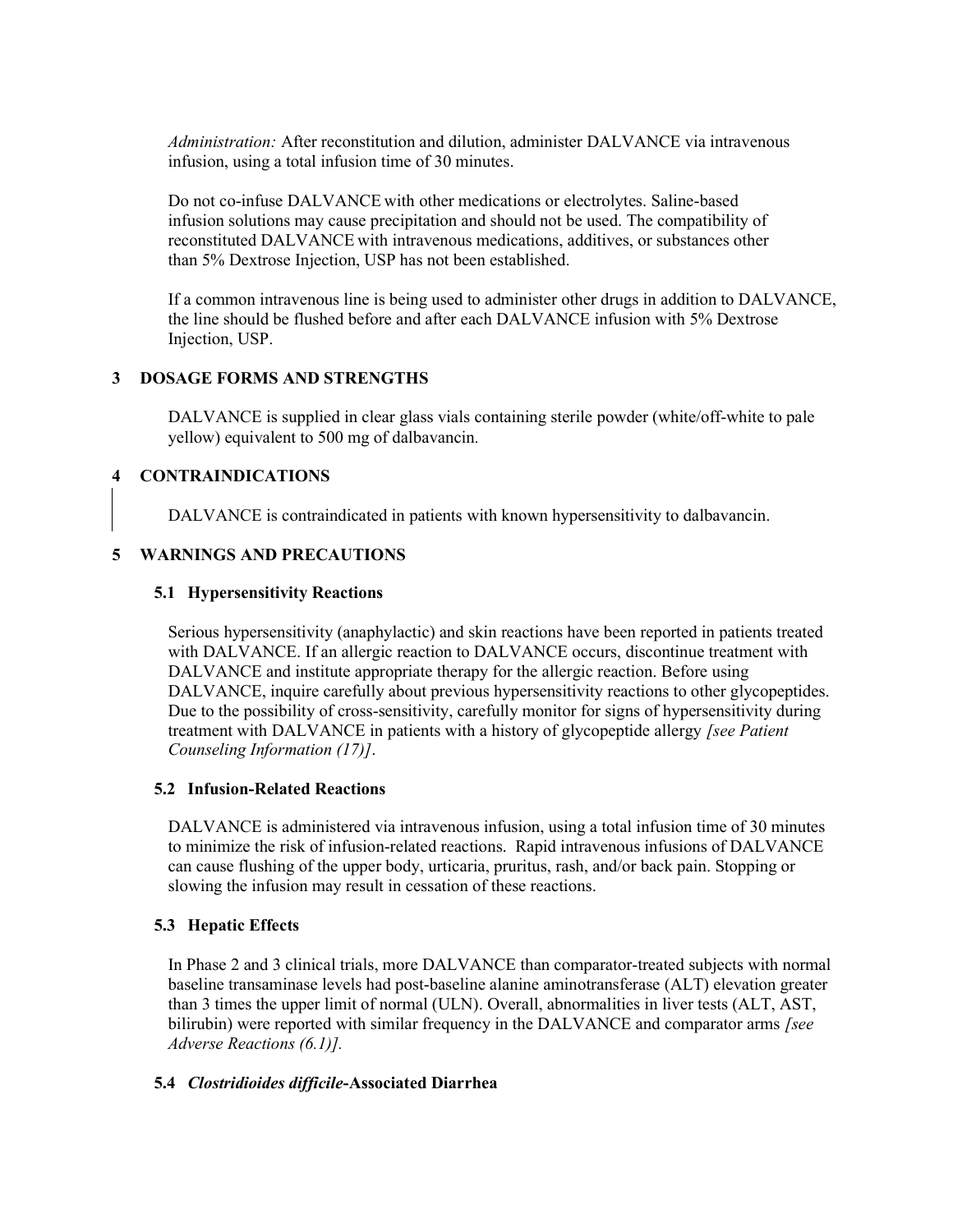*Administration:* After reconstitution and dilution, administer DALVANCE via intravenous infusion, using a total infusion time of 30 minutes.

Do not co-infuse DALVANCE with other medications or electrolytes. Saline-based infusion solutions may cause precipitation and should not be used. The compatibility of reconstituted DALVANCE with intravenous medications, additives, or substances other than 5% Dextrose Injection, USP has not been established.

If a common intravenous line is being used to administer other drugs in addition to DALVANCE, the line should be flushed before and after each DALVANCE infusion with 5% Dextrose Injection, USP.

## 3 DOSAGE FORMS AND STRENGTHS

DALVANCE is supplied in clear glass vials containing sterile powder (white/off-white to pale yellow) equivalent to 500 mg of dalbavancin.

## 4 CONTRAINDICATIONS

DALVANCE is contraindicated in patients with known hypersensitivity to dalbavancin.

## 5 WARNINGS AND PRECAUTIONS

### 5.1 Hypersensitivity Reactions

Serious hypersensitivity (anaphylactic) and skin reactions have been reported in patients treated with DALVANCE. If an allergic reaction to DALVANCE occurs, discontinue treatment with DALVANCE and institute appropriate therapy for the allergic reaction. Before using DALVANCE, inquire carefully about previous hypersensitivity reactions to other glycopeptides. Due to the possibility of cross-sensitivity, carefully monitor for signs of hypersensitivity during treatment with DALVANCE in patients with a history of glycopeptide allergy *[see Patient Counseling Information (17)]*.

### 5.2 Infusion-Related Reactions

DALVANCE is administered via intravenous infusion, using a total infusion time of 30 minutes to minimize the risk of infusion-related reactions. Rapid intravenous infusions of DALVANCE can cause flushing of the upper body, urticaria, pruritus, rash, and/or back pain. Stopping or slowing the infusion may result in cessation of these reactions.

### 5.3 Hepatic Effects

In Phase 2 and 3 clinical trials, more DALVANCE than comparator-treated subjects with normal baseline transaminase levels had post-baseline alanine aminotransferase (ALT) elevation greater than 3 times the upper limit of normal (ULN). Overall, abnormalities in liver tests (ALT, AST, bilirubin) were reported with similar frequency in the DALVANCE and comparator arms *[see Adverse Reactions (6.1)].*

### 5.4 *Clostridioides difficile*-Associated Diarrhea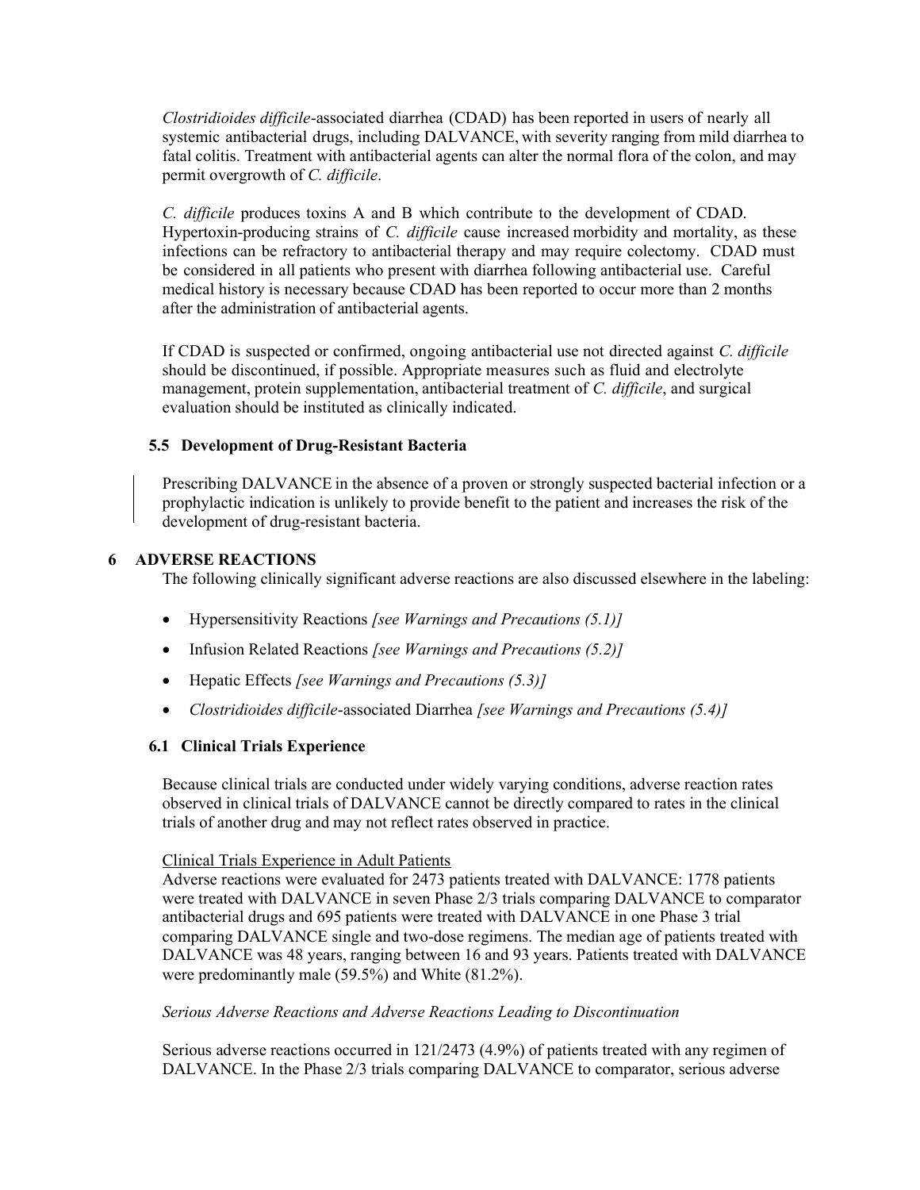*Clostridioides difficile*-associated diarrhea (CDAD) has been reported in users of nearly all systemic antibacterial drugs, including DALVANCE, with severity ranging from mild diarrhea to fatal colitis. Treatment with antibacterial agents can alter the normal flora of the colon, and may permit overgrowth of *C. difficile*.

*C. difficile* produces toxins A and B which contribute to the development of CDAD. Hypertoxin-producing strains of *C. difficile* cause increased morbidity and mortality, as these infections can be refractory to antibacterial therapy and may require colectomy. CDAD must be considered in all patients who present with diarrhea following antibacterial use. Careful medical history is necessary because CDAD has been reported to occur more than 2 months after the administration of antibacterial agents.

If CDAD is suspected or confirmed, ongoing antibacterial use not directed against *C. difficile* should be discontinued, if possible. Appropriate measures such as fluid and electrolyte management, protein supplementation, antibacterial treatment of *C. difficile*, and surgical evaluation should be instituted as clinically indicated.

### 5.5 Development of Drug-Resistant Bacteria

Prescribing DALVANCE in the absence of a proven or strongly suspected bacterial infection or a prophylactic indication is unlikely to provide benefit to the patient and increases the risk of the development of drug-resistant bacteria.

## 6 ADVERSE REACTIONS

The following clinically significant adverse reactions are also discussed elsewhere in the labeling:

- Hypersensitivity Reactions *[see Warnings and Precautions (5.1)]*
- Infusion Related Reactions *[see Warnings and Precautions (5.2)]*
- Hepatic Effects *[see Warnings and Precautions (5.3)]*
- *Clostridioides difficile*-associated Diarrhea *[see Warnings and Precautions (5.4)]*

### 6.1 Clinical Trials Experience

Because clinical trials are conducted under widely varying conditions, adverse reaction rates observed in clinical trials of DALVANCE cannot be directly compared to rates in the clinical trials of another drug and may not reflect rates observed in practice.

Clinical Trials Experience in Adult Patients

Adverse reactions were evaluated for 2473 patients treated with DALVANCE: 1778 patients were treated with DALVANCE in seven Phase 2/3 trials comparing DALVANCE to comparator antibacterial drugs and 695 patients were treated with DALVANCE in one Phase 3 trial comparing DALVANCE single and two-dose regimens. The median age of patients treated with DALVANCE was 48 years, ranging between 16 and 93 years. Patients treated with DALVANCE were predominantly male (59.5%) and White (81.2%).

*Serious Adverse Reactions and Adverse Reactions Leading to Discontinuation*

Serious adverse reactions occurred in 121/2473 (4.9%) of patients treated with any regimen of DALVANCE. In the Phase 2/3 trials comparing DALVANCE to comparator, serious adverse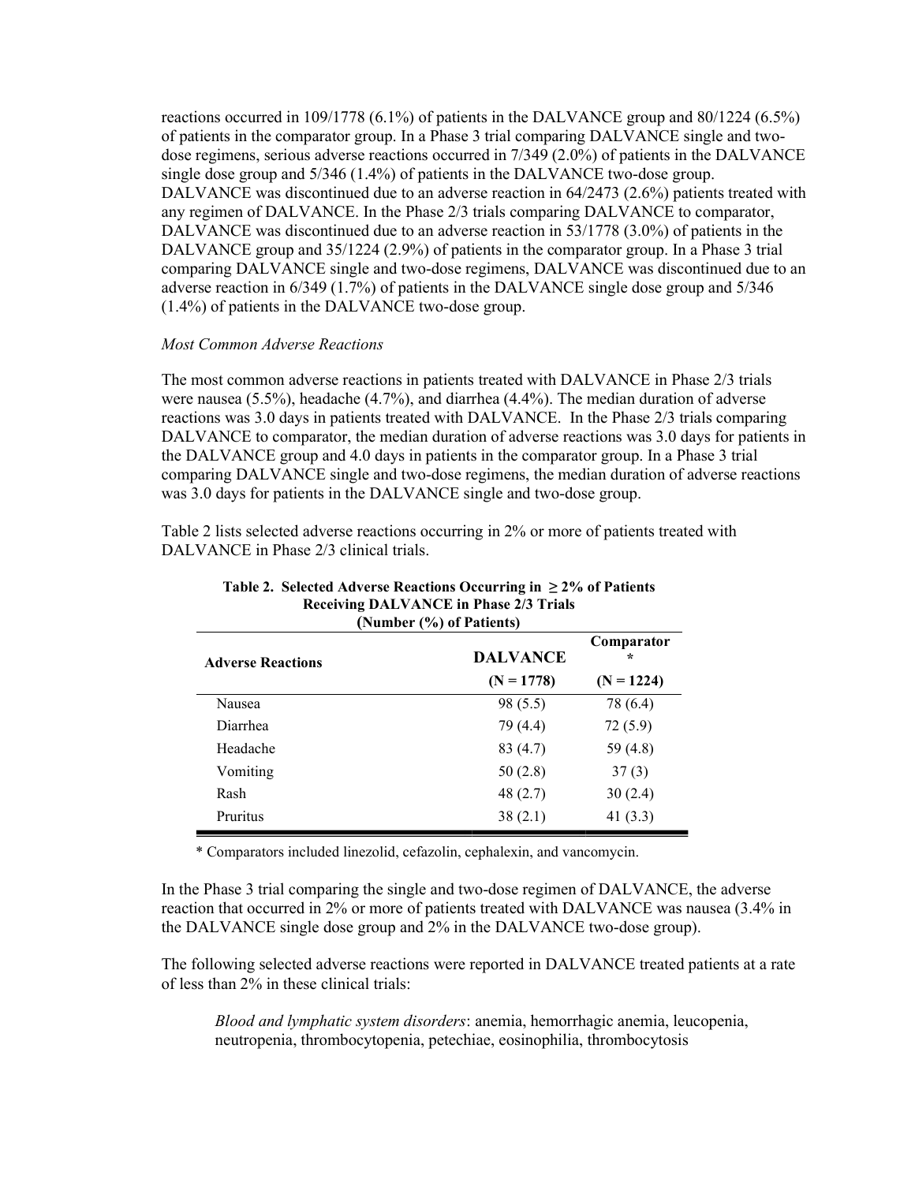reactions occurred in 109/1778 (6.1%) of patients in the DALVANCE group and 80/1224 (6.5%) of patients in the comparator group. In a Phase 3 trial comparing DALVANCE single and two-dose regimens, serious adverse reactions occurred in 7/349 (2.0%) of patients in the DALVANCE single dose group and 5/346 (1.4%) of patients in the DALVANCE two-dose group. DALVANCE was discontinued due to an adverse reaction in 64/2473 (2.6%) patients treated with any regimen of DALVANCE. In the Phase 2/3 trials comparing DALVANCE to comparator, DALVANCE was discontinued due to an adverse reaction in 53/1778 (3.0%) of patients in the DALVANCE group and 35/1224 (2.9%) of patients in the comparator group. In a Phase 3 trial comparing DALVANCE single and two-dose regimens, DALVANCE was discontinued due to an adverse reaction in 6/349 (1.7%) of patients in the DALVANCE single dose group and 5/346 (1.4%) of patients in the DALVANCE two-dose group.

*Most Common Adverse Reactions*

The most common adverse reactions in patients treated with DALVANCE in Phase 2/3 trials were nausea (5.5%), headache (4.7%), and diarrhea (4.4%). The median duration of adverse reactions was 3.0 days in patients treated with DALVANCE. In the Phase 2/3 trials comparing DALVANCE to comparator, the median duration of adverse reactions was 3.0 days for patients in the DALVANCE group and 4.0 days in patients in the comparator group. In a Phase 3 trial comparing DALVANCE single and two-dose regimens, the median duration of adverse reactions was 3.0 days for patients in the DALVANCE single and two-dose group.

Table 2 lists selected adverse reactions occurring in 2% or more of patients treated with DALVANCE in Phase 2/3 clinical trials.

**Table 2. Selected Adverse Reactions Occurring in ≥ 2% of Patients Receiving DALVANCE in Phase 2/3 Trials (Number (%) of Patients)**

| Adverse Reactions | DALVANCE (N = 1778) | Comparator* (N = 1224) |
|---|---|---|
| Nausea | 98 (5.5) | 78 (6.4) |
| Diarrhea | 79 (4.4) | 72 (5.9) |
| Headache | 83 (4.7) | 59 (4.8) |
| Vomiting | 50 (2.8) | 37 (3) |
| Rash | 48 (2.7) | 30 (2.4) |
| Pruritus | 38 (2.1) | 41 (3.3) |

* Comparators included linezolid, cefazolin, cephalexin, and vancomycin.

In the Phase 3 trial comparing the single and two-dose regimen of DALVANCE, the adverse reaction that occurred in 2% or more of patients treated with DALVANCE was nausea (3.4% in the DALVANCE single dose group and 2% in the DALVANCE two-dose group).

The following selected adverse reactions were reported in DALVANCE treated patients at a rate of less than 2% in these clinical trials:

*Blood and lymphatic system disorders*: anemia, hemorrhagic anemia, leucopenia, neutropenia, thrombocytopenia, petechiae, eosinophilia, thrombocytosis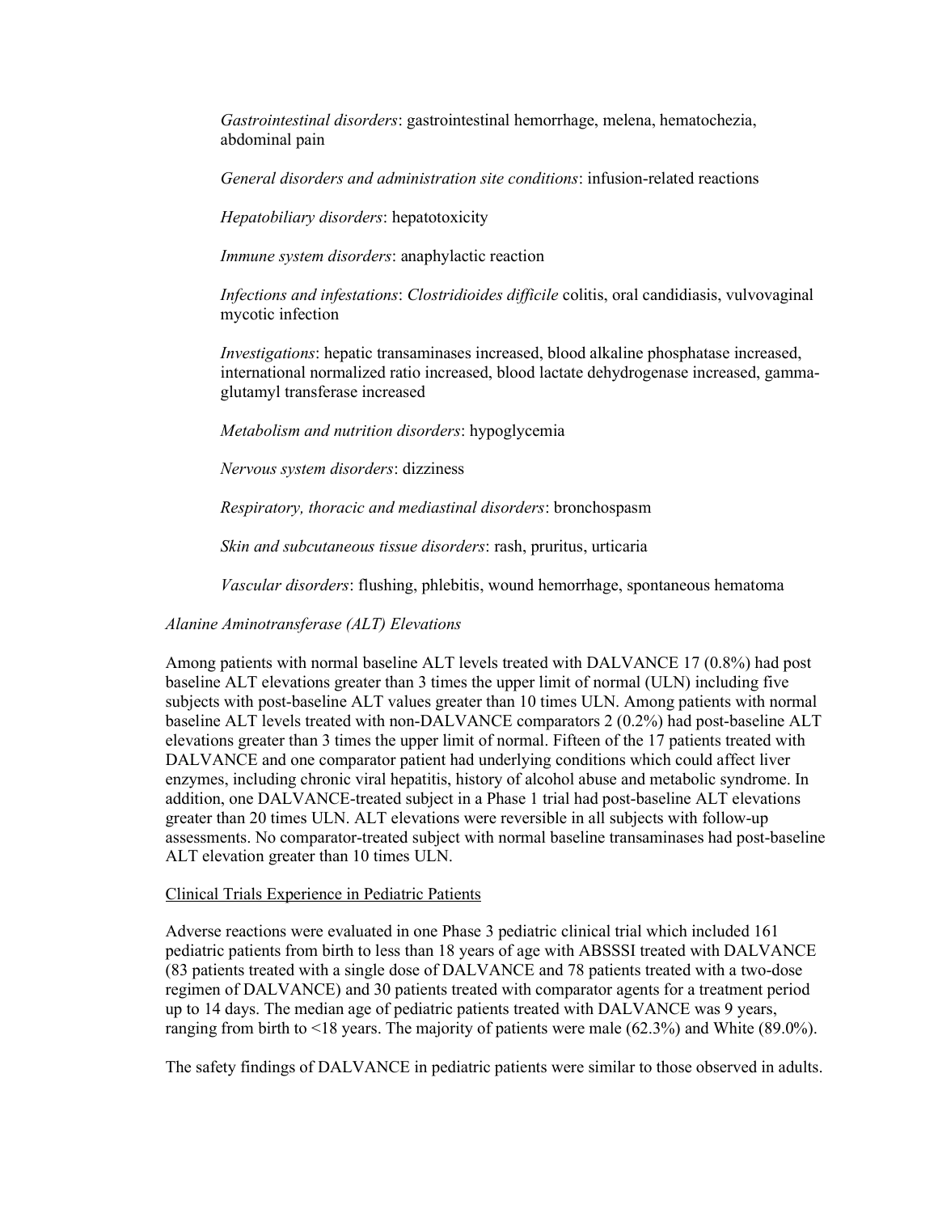*Gastrointestinal disorders*: gastrointestinal hemorrhage, melena, hematochezia, abdominal pain

*General disorders and administration site conditions*: infusion-related reactions

*Hepatobiliary disorders*: hepatotoxicity

*Immune system disorders*: anaphylactic reaction

*Infections and infestations*: *Clostridioides difficile* colitis, oral candidiasis, vulvovaginal mycotic infection

*Investigations*: hepatic transaminases increased, blood alkaline phosphatase increased, international normalized ratio increased, blood lactate dehydrogenase increased, gamma-glutamyl transferase increased

*Metabolism and nutrition disorders*: hypoglycemia

*Nervous system disorders*: dizziness

*Respiratory, thoracic and mediastinal disorders*: bronchospasm

*Skin and subcutaneous tissue disorders*: rash, pruritus, urticaria

*Vascular disorders*: flushing, phlebitis, wound hemorrhage, spontaneous hematoma

*Alanine Aminotransferase (ALT) Elevations*

Among patients with normal baseline ALT levels treated with DALVANCE 17 (0.8%) had post baseline ALT elevations greater than 3 times the upper limit of normal (ULN) including five subjects with post-baseline ALT values greater than 10 times ULN. Among patients with normal baseline ALT levels treated with non-DALVANCE comparators 2 (0.2%) had post-baseline ALT elevations greater than 3 times the upper limit of normal. Fifteen of the 17 patients treated with DALVANCE and one comparator patient had underlying conditions which could affect liver enzymes, including chronic viral hepatitis, history of alcohol abuse and metabolic syndrome. In addition, one DALVANCE-treated subject in a Phase 1 trial had post-baseline ALT elevations greater than 20 times ULN. ALT elevations were reversible in all subjects with follow-up assessments. No comparator-treated subject with normal baseline transaminases had post-baseline ALT elevation greater than 10 times ULN.

<u>Clinical Trials Experience in Pediatric Patients</u>

Adverse reactions were evaluated in one Phase 3 pediatric clinical trial which included 161 pediatric patients from birth to less than 18 years of age with ABSSSI treated with DALVANCE (83 patients treated with a single dose of DALVANCE and 78 patients treated with a two-dose regimen of DALVANCE) and 30 patients treated with comparator agents for a treatment period up to 14 days. The median age of pediatric patients treated with DALVANCE was 9 years, ranging from birth to <18 years. The majority of patients were male (62.3%) and White (89.0%).

The safety findings of DALVANCE in pediatric patients were similar to those observed in adults.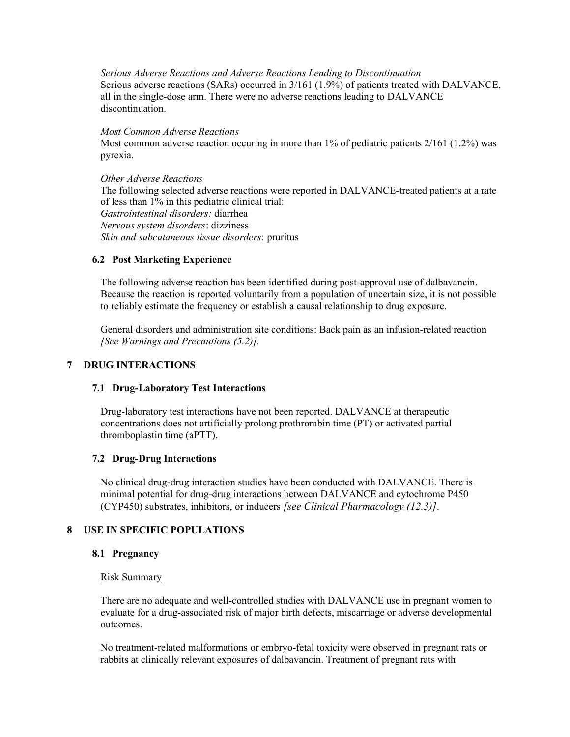*Serious Adverse Reactions and Adverse Reactions Leading to Discontinuation*
Serious adverse reactions (SARs) occurred in 3/161 (1.9%) of patients treated with DALVANCE, all in the single-dose arm. There were no adverse reactions leading to DALVANCE discontinuation.

*Most Common Adverse Reactions*
Most common adverse reaction occuring in more than 1% of pediatric patients 2/161 (1.2%) was pyrexia.

*Other Adverse Reactions*
The following selected adverse reactions were reported in DALVANCE-treated patients at a rate of less than 1% in this pediatric clinical trial:
*Gastrointestinal disorders:* diarrhea
*Nervous system disorders*: dizziness
*Skin and subcutaneous tissue disorders*: pruritus

### 6.2 Post Marketing Experience

The following adverse reaction has been identified during post-approval use of dalbavancin. Because the reaction is reported voluntarily from a population of uncertain size, it is not possible to reliably estimate the frequency or establish a causal relationship to drug exposure.

General disorders and administration site conditions: Back pain as an infusion-related reaction *[See Warnings and Precautions (5.2)].*

## 7 DRUG INTERACTIONS

### 7.1 Drug-Laboratory Test Interactions

Drug-laboratory test interactions have not been reported. DALVANCE at therapeutic concentrations does not artificially prolong prothrombin time (PT) or activated partial thromboplastin time (aPTT).

### 7.2 Drug-Drug Interactions

No clinical drug-drug interaction studies have been conducted with DALVANCE. There is minimal potential for drug-drug interactions between DALVANCE and cytochrome P450 (CYP450) substrates, inhibitors, or inducers *[see Clinical Pharmacology (12.3)]*.

## 8 USE IN SPECIFIC POPULATIONS

### 8.1 Pregnancy

Risk Summary

There are no adequate and well-controlled studies with DALVANCE use in pregnant women to evaluate for a drug-associated risk of major birth defects, miscarriage or adverse developmental outcomes.

No treatment-related malformations or embryo-fetal toxicity were observed in pregnant rats or rabbits at clinically relevant exposures of dalbavancin. Treatment of pregnant rats with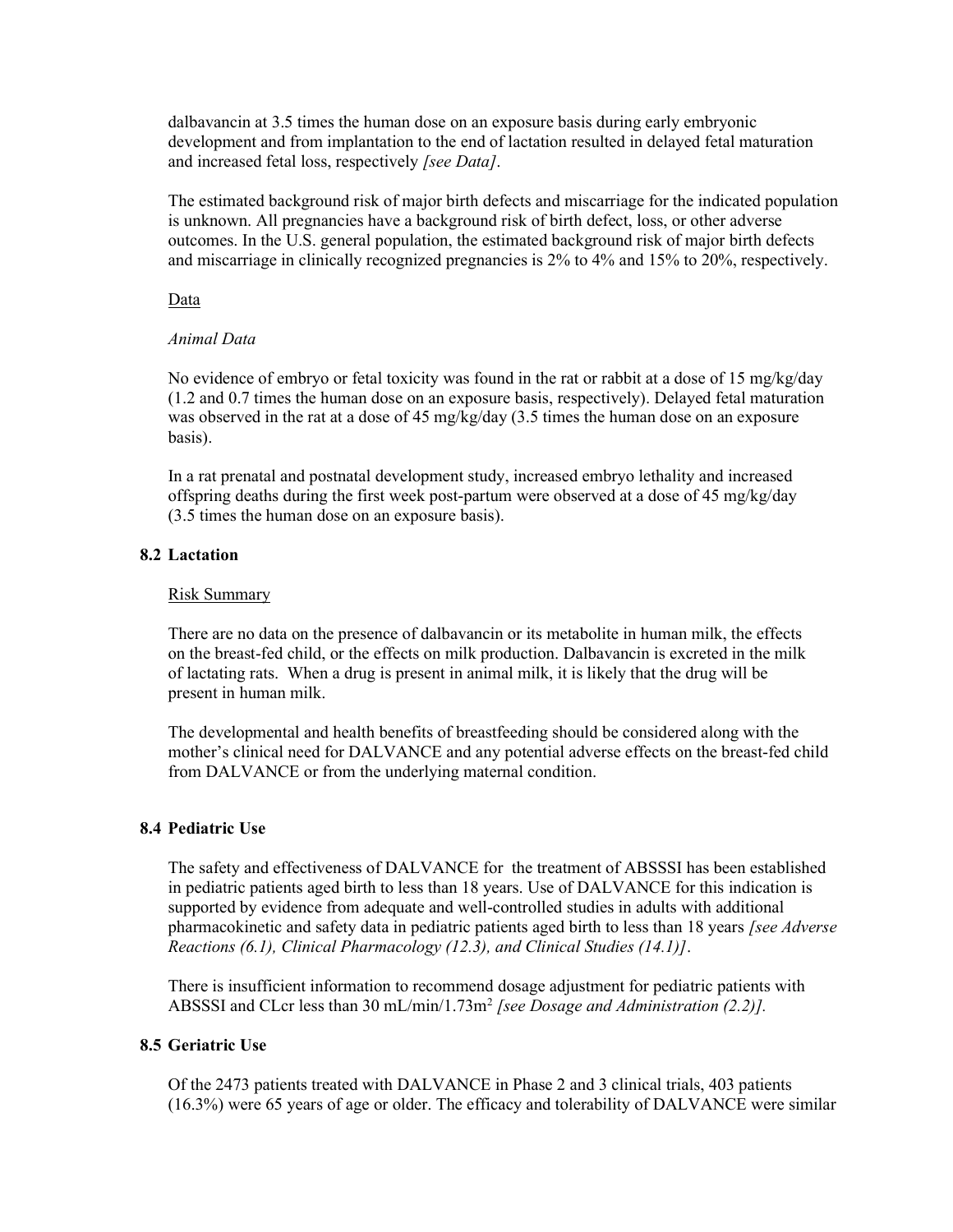dalbavancin at 3.5 times the human dose on an exposure basis during early embryonic development and from implantation to the end of lactation resulted in delayed fetal maturation and increased fetal loss, respectively *[see Data]*.

The estimated background risk of major birth defects and miscarriage for the indicated population is unknown. All pregnancies have a background risk of birth defect, loss, or other adverse outcomes. In the U.S. general population, the estimated background risk of major birth defects and miscarriage in clinically recognized pregnancies is 2% to 4% and 15% to 20%, respectively.

Data

*Animal Data*

No evidence of embryo or fetal toxicity was found in the rat or rabbit at a dose of 15 mg/kg/day (1.2 and 0.7 times the human dose on an exposure basis, respectively). Delayed fetal maturation was observed in the rat at a dose of 45 mg/kg/day (3.5 times the human dose on an exposure basis).

In a rat prenatal and postnatal development study, increased embryo lethality and increased offspring deaths during the first week post-partum were observed at a dose of 45 mg/kg/day (3.5 times the human dose on an exposure basis).

### 8.2 Lactation

Risk Summary

There are no data on the presence of dalbavancin or its metabolite in human milk, the effects on the breast-fed child, or the effects on milk production. Dalbavancin is excreted in the milk of lactating rats. When a drug is present in animal milk, it is likely that the drug will be present in human milk.

The developmental and health benefits of breastfeeding should be considered along with the mother's clinical need for DALVANCE and any potential adverse effects on the breast-fed child from DALVANCE or from the underlying maternal condition.

### 8.4 Pediatric Use

The safety and effectiveness of DALVANCE for the treatment of ABSSSI has been established in pediatric patients aged birth to less than 18 years. Use of DALVANCE for this indication is supported by evidence from adequate and well-controlled studies in adults with additional pharmacokinetic and safety data in pediatric patients aged birth to less than 18 years *[see Adverse Reactions (6.1), Clinical Pharmacology (12.3), and Clinical Studies (14.1)]*.

There is insufficient information to recommend dosage adjustment for pediatric patients with ABSSSI and CLcr less than 30 mL/min/1.73m$^2$ *[see Dosage and Administration (2.2)].*

### 8.5 Geriatric Use

Of the 2473 patients treated with DALVANCE in Phase 2 and 3 clinical trials, 403 patients (16.3%) were 65 years of age or older. The efficacy and tolerability of DALVANCE were similar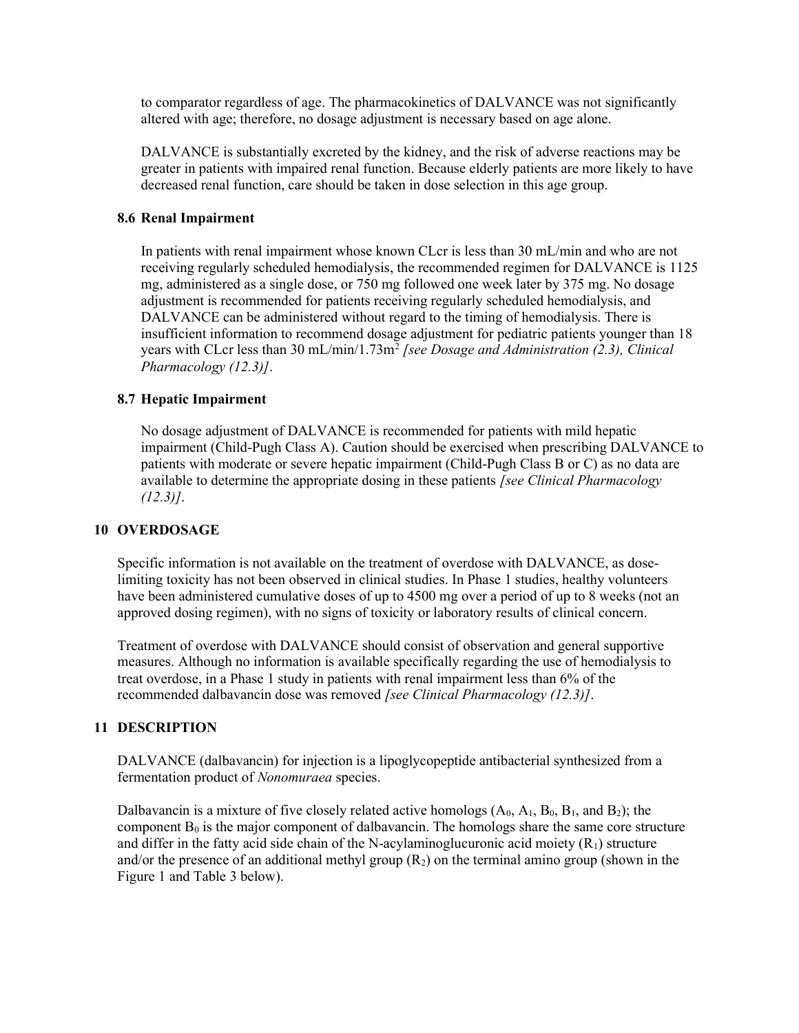to comparator regardless of age. The pharmacokinetics of DALVANCE was not significantly altered with age; therefore, no dosage adjustment is necessary based on age alone.

DALVANCE is substantially excreted by the kidney, and the risk of adverse reactions may be greater in patients with impaired renal function. Because elderly patients are more likely to have decreased renal function, care should be taken in dose selection in this age group.

### 8.6 Renal Impairment

In patients with renal impairment whose known CLcr is less than 30 mL/min and who are not receiving regularly scheduled hemodialysis, the recommended regimen for DALVANCE is 1125 mg, administered as a single dose, or 750 mg followed one week later by 375 mg. No dosage adjustment is recommended for patients receiving regularly scheduled hemodialysis, and DALVANCE can be administered without regard to the timing of hemodialysis. There is insufficient information to recommend dosage adjustment for pediatric patients younger than 18 years with CLcr less than 30 mL/min/1.73m$^2$ *[see Dosage and Administration (2.3), Clinical Pharmacology (12.3)]*.

### 8.7 Hepatic Impairment

No dosage adjustment of DALVANCE is recommended for patients with mild hepatic impairment (Child-Pugh Class A). Caution should be exercised when prescribing DALVANCE to patients with moderate or severe hepatic impairment (Child-Pugh Class B or C) as no data are available to determine the appropriate dosing in these patients *[see Clinical Pharmacology (12.3)]*.

## 10 OVERDOSAGE

Specific information is not available on the treatment of overdose with DALVANCE, as dose-limiting toxicity has not been observed in clinical studies. In Phase 1 studies, healthy volunteers have been administered cumulative doses of up to 4500 mg over a period of up to 8 weeks (not an approved dosing regimen), with no signs of toxicity or laboratory results of clinical concern.

Treatment of overdose with DALVANCE should consist of observation and general supportive measures. Although no information is available specifically regarding the use of hemodialysis to treat overdose, in a Phase 1 study in patients with renal impairment less than 6% of the recommended dalbavancin dose was removed *[see Clinical Pharmacology (12.3)]*.

## 11 DESCRIPTION

DALVANCE (dalbavancin) for injection is a lipoglycopeptide antibacterial synthesized from a fermentation product of *Nonomuraea* species.

Dalbavancin is a mixture of five closely related active homologs ($A_0$, $A_1$, $B_0$, $B_1$, and $B_2$); the component $B_0$ is the major component of dalbavancin. The homologs share the same core structure and differ in the fatty acid side chain of the N-acylaminoglucuronic acid moiety ($R_1$) structure and/or the presence of an additional methyl group ($R_2$) on the terminal amino group (shown in the Figure 1 and Table 3 below).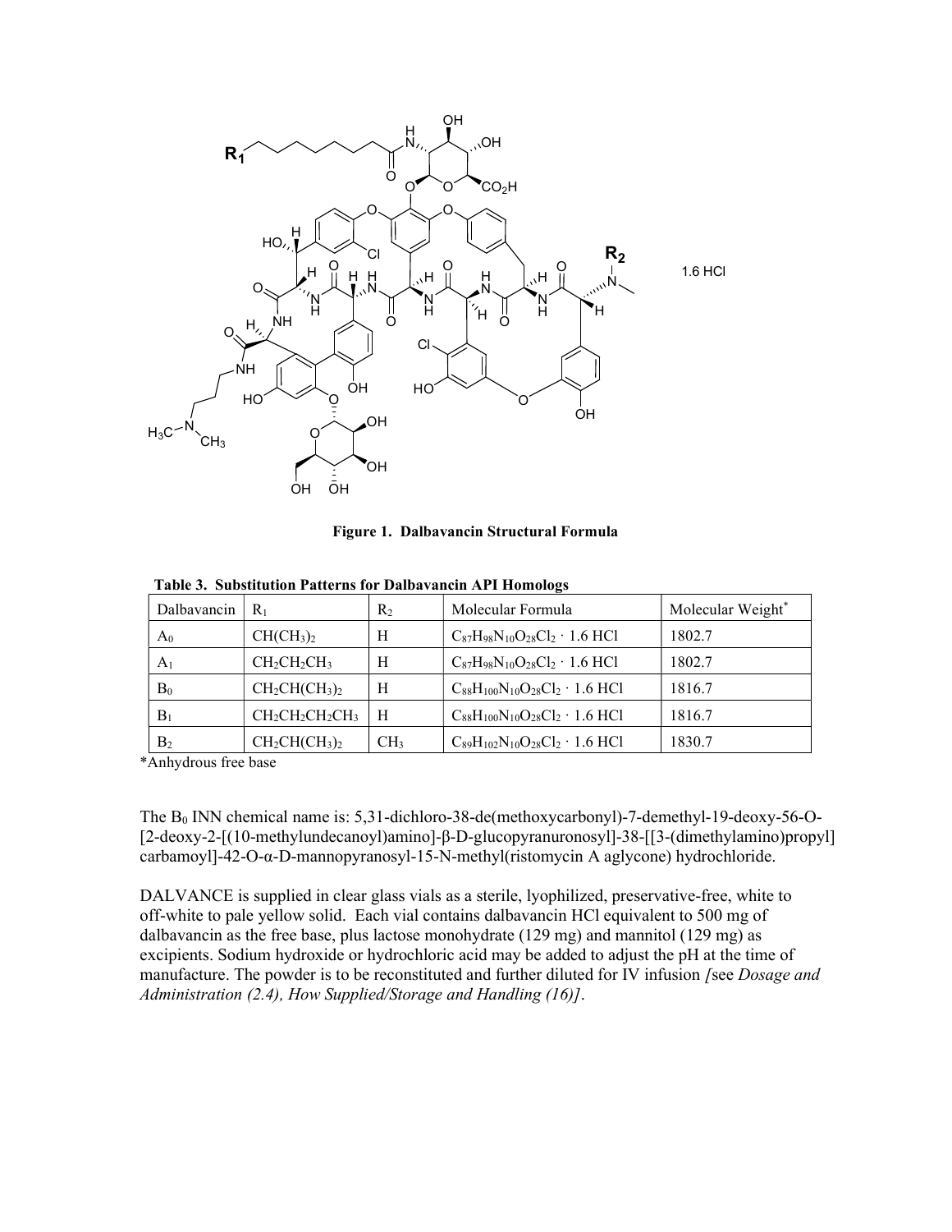1.6 HCl

**Figure 1. Dalbavancin Structural Formula**

**Table 3. Substitution Patterns for Dalbavancin API Homologs**

| Dalbavancin | $R_1$ | $R_2$ | Molecular Formula | Molecular Weight* |
|---|---|---|---|---|
| $A_0$ | $CH(CH_3)_2$ | H | $C_{87}H_{98}N_{10}O_{28}Cl_2 \cdot 1.6\ HCl$ | 1802.7 |
| $A_1$ | $CH_2CH_2CH_3$ | H | $C_{87}H_{98}N_{10}O_{28}Cl_2 \cdot 1.6\ HCl$ | 1802.7 |
| $B_0$ | $CH_2CH(CH_3)_2$ | H | $C_{88}H_{100}N_{10}O_{28}Cl_2 \cdot 1.6\ HCl$ | 1816.7 |
| $B_1$ | $CH_2CH_2CH_2CH_3$ | H | $C_{88}H_{100}N_{10}O_{28}Cl_2 \cdot 1.6\ HCl$ | 1816.7 |
| $B_2$ | $CH_2CH(CH_3)_2$ | $CH_3$ | $C_{89}H_{102}N_{10}O_{28}Cl_2 \cdot 1.6\ HCl$ | 1830.7 |

*Anhydrous free base

The $B_0$ INN chemical name is: 5,31-dichloro-38-de(methoxycarbonyl)-7-demethyl-19-deoxy-56-O-[2-deoxy-2-[(10-methylundecanoyl)amino]-β-D-glucopyranuronosyl]-38-[[3-(dimethylamino)propyl] carbamoyl]-42-O-α-D-mannopyranosyl-15-N-methyl(ristomycin A aglycone) hydrochloride.

DALVANCE is supplied in clear glass vials as a sterile, lyophilized, preservative-free, white to off-white to pale yellow solid. Each vial contains dalbavancin HCl equivalent to 500 mg of dalbavancin as the free base, plus lactose monohydrate (129 mg) and mannitol (129 mg) as excipients. Sodium hydroxide or hydrochloric acid may be added to adjust the pH at the time of manufacture. The powder is to be reconstituted and further diluted for IV infusion *[*see *Dosage and Administration (2.4), How Supplied/Storage and Handling (16)]*.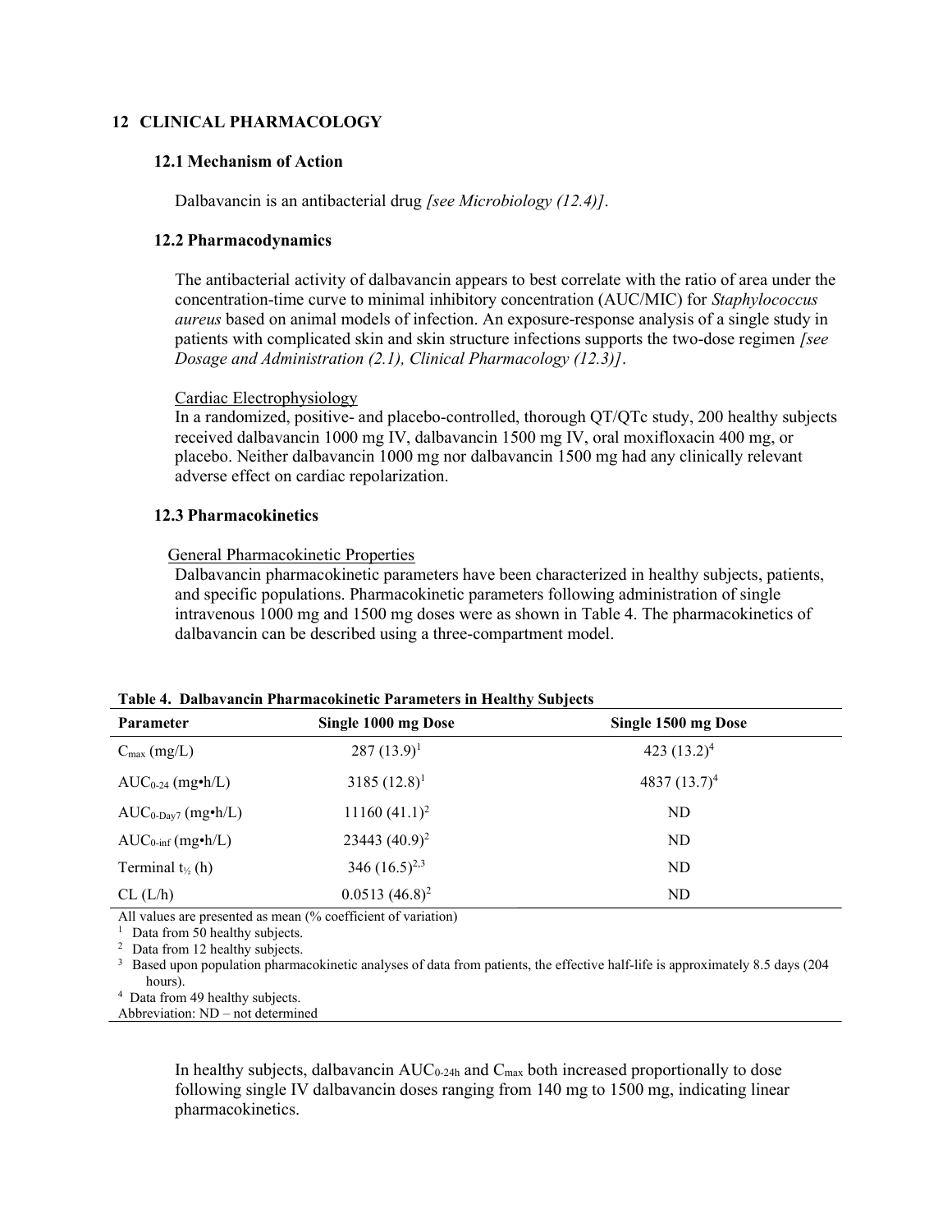## 12 CLINICAL PHARMACOLOGY

### 12.1 Mechanism of Action

Dalbavancin is an antibacterial drug *[see Microbiology (12.4)]*.

### 12.2 Pharmacodynamics

The antibacterial activity of dalbavancin appears to best correlate with the ratio of area under the concentration-time curve to minimal inhibitory concentration (AUC/MIC) for *Staphylococcus aureus* based on animal models of infection. An exposure-response analysis of a single study in patients with complicated skin and skin structure infections supports the two-dose regimen *[see Dosage and Administration (2.1), Clinical Pharmacology (12.3)]*.

Cardiac Electrophysiology

In a randomized, positive- and placebo-controlled, thorough QT/QTc study, 200 healthy subjects received dalbavancin 1000 mg IV, dalbavancin 1500 mg IV, oral moxifloxacin 400 mg, or placebo. Neither dalbavancin 1000 mg nor dalbavancin 1500 mg had any clinically relevant adverse effect on cardiac repolarization.

### 12.3 Pharmacokinetics

General Pharmacokinetic Properties

Dalbavancin pharmacokinetic parameters have been characterized in healthy subjects, patients, and specific populations. Pharmacokinetic parameters following administration of single intravenous 1000 mg and 1500 mg doses were as shown in Table 4. The pharmacokinetics of dalbavancin can be described using a three-compartment model.

**Table 4. Dalbavancin Pharmacokinetic Parameters in Healthy Subjects**

| Parameter | Single 1000 mg Dose | Single 1500 mg Dose |
|---|---|---|
| $C_{max}$ (mg/L) | 287 (13.9)[1] | 423 (13.2)[4] |
| $AUC_{0-24}$ (mg•h/L) | 3185 (12.8)[1] | 4837 (13.7)[4] |
| $AUC_{0-Day7}$ (mg•h/L) | 11160 (41.1)[2] | ND |
| $AUC_{0-inf}$ (mg•h/L) | 23443 (40.9)[2] | ND |
| Terminal $t_{½}$ (h) | 346 (16.5)[2,3] | ND |
| CL (L/h) | 0.0513 (46.8)[2] | ND |

All values are presented as mean (% coefficient of variation)

[1] Data from 50 healthy subjects.

[2] Data from 12 healthy subjects.

[3] Based upon population pharmacokinetic analyses of data from patients, the effective half-life is approximately 8.5 days (204 hours).

[4] Data from 49 healthy subjects.

Abbreviation: ND – not determined

In healthy subjects, dalbavancin $AUC_{0-24h}$ and $C_{max}$ both increased proportionally to dose following single IV dalbavancin doses ranging from 140 mg to 1500 mg, indicating linear pharmacokinetics.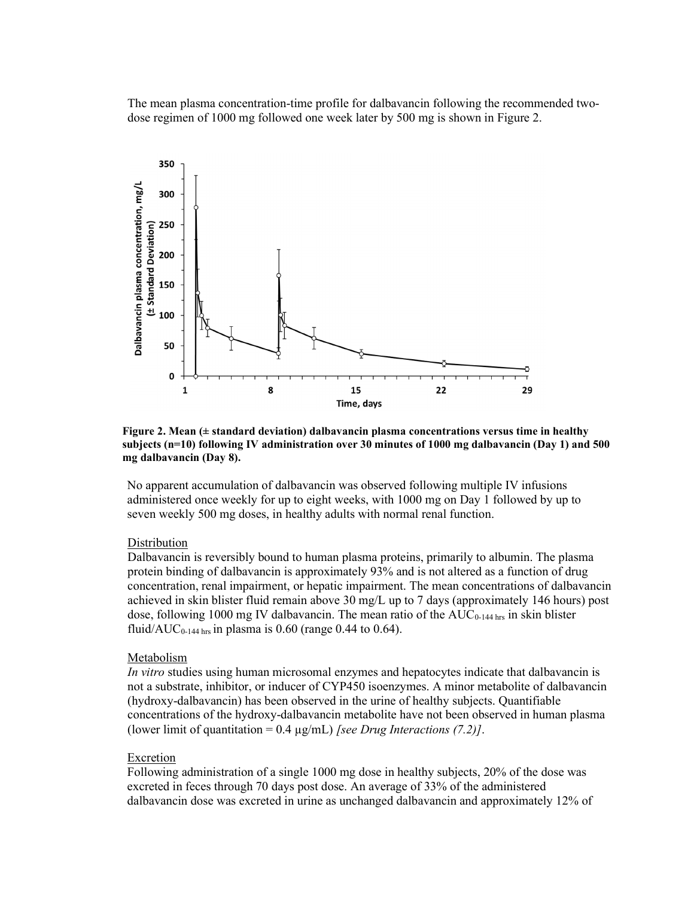The mean plasma concentration-time profile for dalbavancin following the recommended two-dose regimen of 1000 mg followed one week later by 500 mg is shown in Figure 2.

**Figure 2. Mean (± standard deviation) dalbavancin plasma concentrations versus time in healthy subjects (n=10) following IV administration over 30 minutes of 1000 mg dalbavancin (Day 1) and 500 mg dalbavancin (Day 8).**

No apparent accumulation of dalbavancin was observed following multiple IV infusions administered once weekly for up to eight weeks, with 1000 mg on Day 1 followed by up to seven weekly 500 mg doses, in healthy adults with normal renal function.

Distribution

Dalbavancin is reversibly bound to human plasma proteins, primarily to albumin. The plasma protein binding of dalbavancin is approximately 93% and is not altered as a function of drug concentration, renal impairment, or hepatic impairment. The mean concentrations of dalbavancin achieved in skin blister fluid remain above 30 mg/L up to 7 days (approximately 146 hours) post dose, following 1000 mg IV dalbavancin. The mean ratio of the $AUC_{0\text{-}144\ hrs}$ in skin blister fluid/$AUC_{0\text{-}144\ hrs}$ in plasma is 0.60 (range 0.44 to 0.64).

Metabolism

*In vitro* studies using human microsomal enzymes and hepatocytes indicate that dalbavancin is not a substrate, inhibitor, or inducer of CYP450 isoenzymes. A minor metabolite of dalbavancin (hydroxy-dalbavancin) has been observed in the urine of healthy subjects. Quantifiable concentrations of the hydroxy-dalbavancin metabolite have not been observed in human plasma (lower limit of quantitation = 0.4 µg/mL) *[see Drug Interactions (7.2)]*.

Excretion

Following administration of a single 1000 mg dose in healthy subjects, 20% of the dose was excreted in feces through 70 days post dose. An average of 33% of the administered dalbavancin dose was excreted in urine as unchanged dalbavancin and approximately 12% of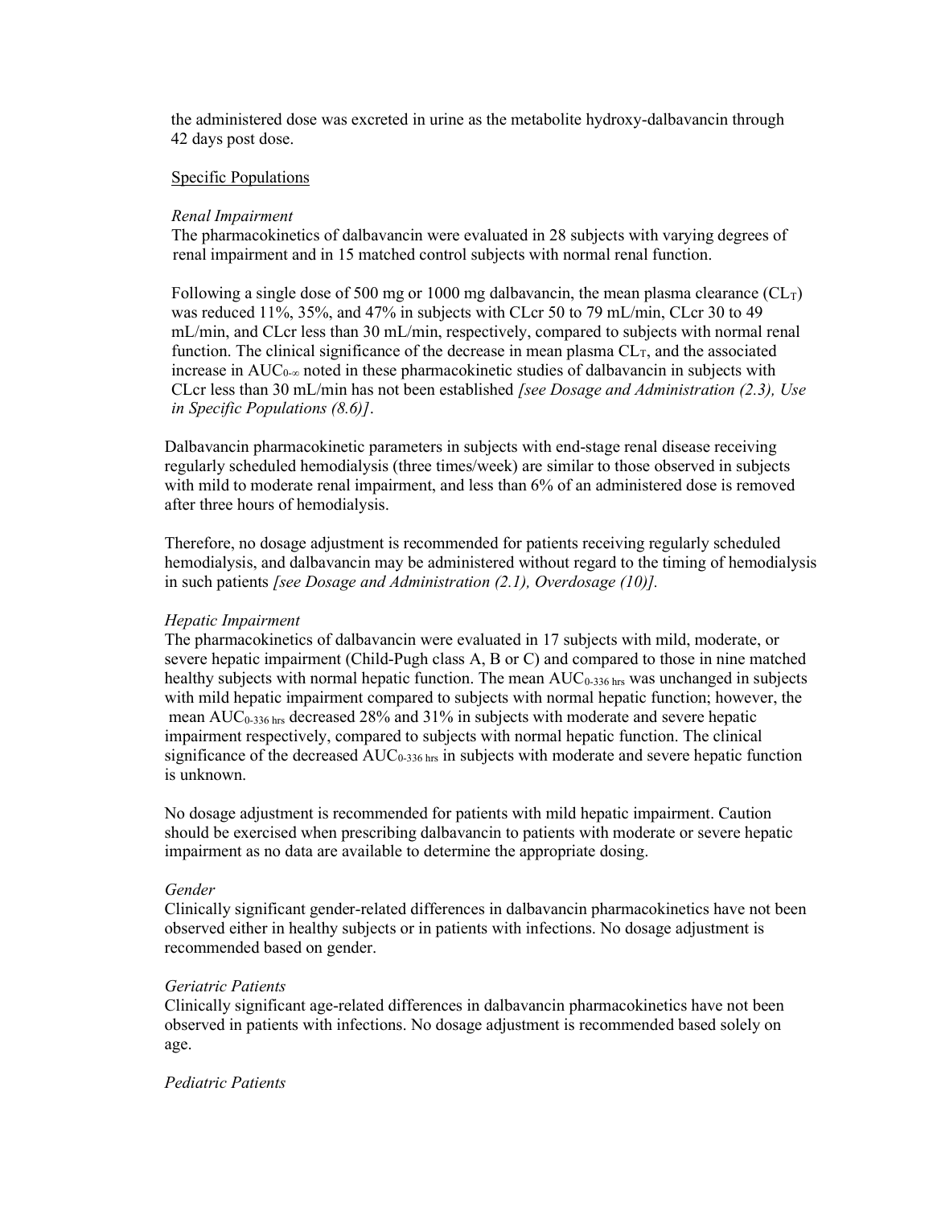the administered dose was excreted in urine as the metabolite hydroxy-dalbavancin through 42 days post dose.

Specific Populations

*Renal Impairment*

The pharmacokinetics of dalbavancin were evaluated in 28 subjects with varying degrees of renal impairment and in 15 matched control subjects with normal renal function.

Following a single dose of 500 mg or 1000 mg dalbavancin, the mean plasma clearance ($CL_T$) was reduced 11%, 35%, and 47% in subjects with CLcr 50 to 79 mL/min, CLcr 30 to 49 mL/min, and CLcr less than 30 mL/min, respectively, compared to subjects with normal renal function. The clinical significance of the decrease in mean plasma $CL_T$, and the associated increase in $AUC_{0-\infty}$ noted in these pharmacokinetic studies of dalbavancin in subjects with CLcr less than 30 mL/min has not been established *[see Dosage and Administration (2.3), Use in Specific Populations (8.6)]*.

Dalbavancin pharmacokinetic parameters in subjects with end-stage renal disease receiving regularly scheduled hemodialysis (three times/week) are similar to those observed in subjects with mild to moderate renal impairment, and less than 6% of an administered dose is removed after three hours of hemodialysis.

Therefore, no dosage adjustment is recommended for patients receiving regularly scheduled hemodialysis, and dalbavancin may be administered without regard to the timing of hemodialysis in such patients *[see Dosage and Administration (2.1), Overdosage (10)].*

*Hepatic Impairment*

The pharmacokinetics of dalbavancin were evaluated in 17 subjects with mild, moderate, or severe hepatic impairment (Child-Pugh class A, B or C) and compared to those in nine matched healthy subjects with normal hepatic function. The mean $AUC_{0\text{-}336\ \text{hrs}}$ was unchanged in subjects with mild hepatic impairment compared to subjects with normal hepatic function; however, the mean $AUC_{0\text{-}336\ \text{hrs}}$ decreased 28% and 31% in subjects with moderate and severe hepatic impairment respectively, compared to subjects with normal hepatic function. The clinical significance of the decreased $AUC_{0\text{-}336\ \text{hrs}}$ in subjects with moderate and severe hepatic function is unknown.

No dosage adjustment is recommended for patients with mild hepatic impairment. Caution should be exercised when prescribing dalbavancin to patients with moderate or severe hepatic impairment as no data are available to determine the appropriate dosing.

*Gender*

Clinically significant gender-related differences in dalbavancin pharmacokinetics have not been observed either in healthy subjects or in patients with infections. No dosage adjustment is recommended based on gender.

*Geriatric Patients*

Clinically significant age-related differences in dalbavancin pharmacokinetics have not been observed in patients with infections. No dosage adjustment is recommended based solely on age.

*Pediatric Patients*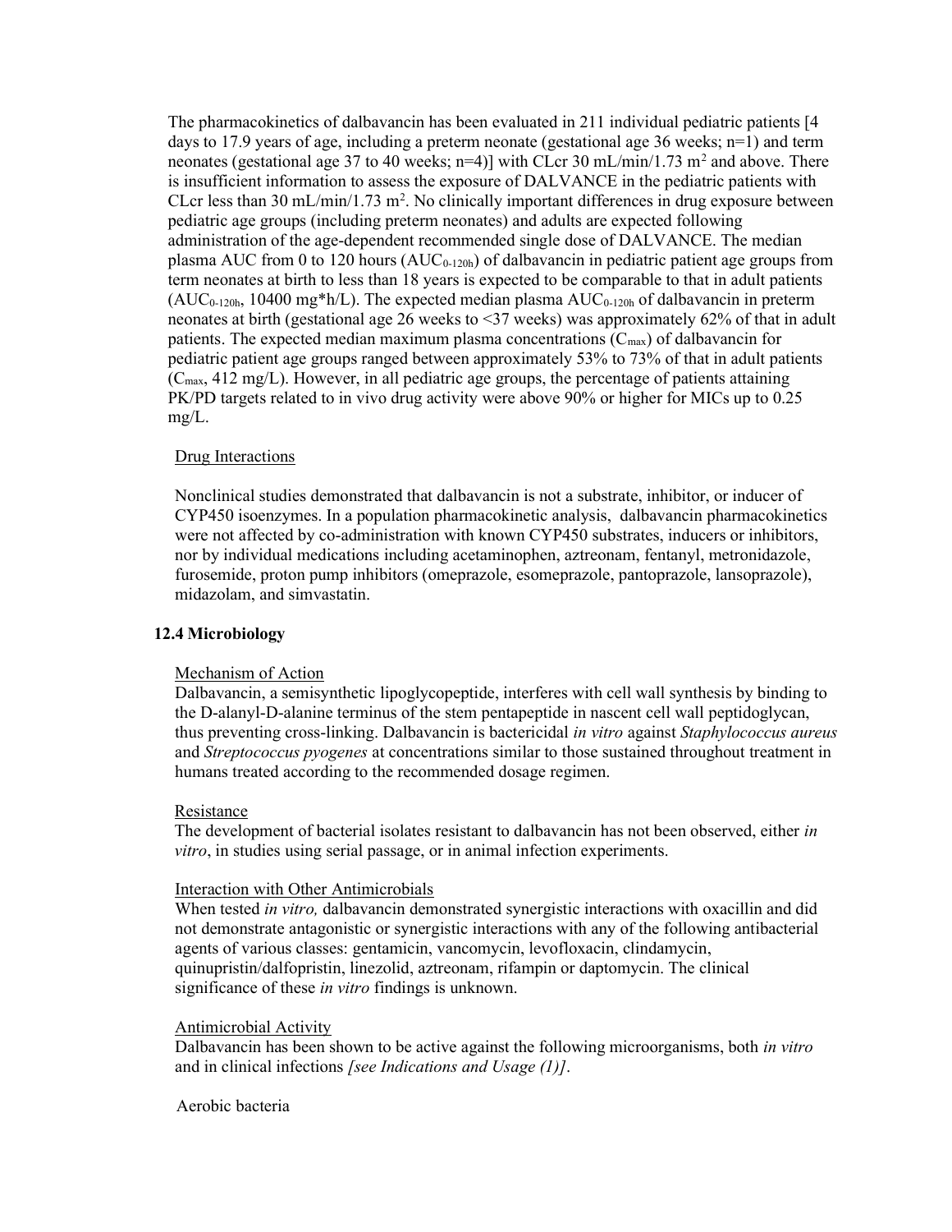The pharmacokinetics of dalbavancin has been evaluated in 211 individual pediatric patients [4 days to 17.9 years of age, including a preterm neonate (gestational age 36 weeks; n=1) and term neonates (gestational age 37 to 40 weeks; n=4)] with CLcr 30 mL/min/1.73 $m^2$ and above. There is insufficient information to assess the exposure of DALVANCE in the pediatric patients with CLcr less than 30 mL/min/1.73 $m^2$. No clinically important differences in drug exposure between pediatric age groups (including preterm neonates) and adults are expected following administration of the age-dependent recommended single dose of DALVANCE. The median plasma AUC from 0 to 120 hours ($AUC_{0\text{-}120h}$) of dalbavancin in pediatric patient age groups from term neonates at birth to less than 18 years is expected to be comparable to that in adult patients ($AUC_{0\text{-}120h}$, 10400 mg*h/L). The expected median plasma $AUC_{0\text{-}120h}$ of dalbavancin in preterm neonates at birth (gestational age 26 weeks to <37 weeks) was approximately 62% of that in adult patients. The expected median maximum plasma concentrations ($C_{max}$) of dalbavancin for pediatric patient age groups ranged between approximately 53% to 73% of that in adult patients ($C_{max}$, 412 mg/L). However, in all pediatric age groups, the percentage of patients attaining PK/PD targets related to in vivo drug activity were above 90% or higher for MICs up to 0.25 mg/L.

Drug Interactions

Nonclinical studies demonstrated that dalbavancin is not a substrate, inhibitor, or inducer of CYP450 isoenzymes. In a population pharmacokinetic analysis, dalbavancin pharmacokinetics were not affected by co-administration with known CYP450 substrates, inducers or inhibitors, nor by individual medications including acetaminophen, aztreonam, fentanyl, metronidazole, furosemide, proton pump inhibitors (omeprazole, esomeprazole, pantoprazole, lansoprazole), midazolam, and simvastatin.

### 12.4 Microbiology

Mechanism of Action

Dalbavancin, a semisynthetic lipoglycopeptide, interferes with cell wall synthesis by binding to the D-alanyl-D-alanine terminus of the stem pentapeptide in nascent cell wall peptidoglycan, thus preventing cross-linking. Dalbavancin is bactericidal *in vitro* against *Staphylococcus aureus* and *Streptococcus pyogenes* at concentrations similar to those sustained throughout treatment in humans treated according to the recommended dosage regimen.

Resistance

The development of bacterial isolates resistant to dalbavancin has not been observed, either *in vitro*, in studies using serial passage, or in animal infection experiments.

Interaction with Other Antimicrobials

When tested *in vitro,* dalbavancin demonstrated synergistic interactions with oxacillin and did not demonstrate antagonistic or synergistic interactions with any of the following antibacterial agents of various classes: gentamicin, vancomycin, levofloxacin, clindamycin, quinupristin/dalfopristin, linezolid, aztreonam, rifampin or daptomycin. The clinical significance of these *in vitro* findings is unknown.

Antimicrobial Activity

Dalbavancin has been shown to be active against the following microorganisms, both *in vitro* and in clinical infections *[see Indications and Usage (1)]*.

Aerobic bacteria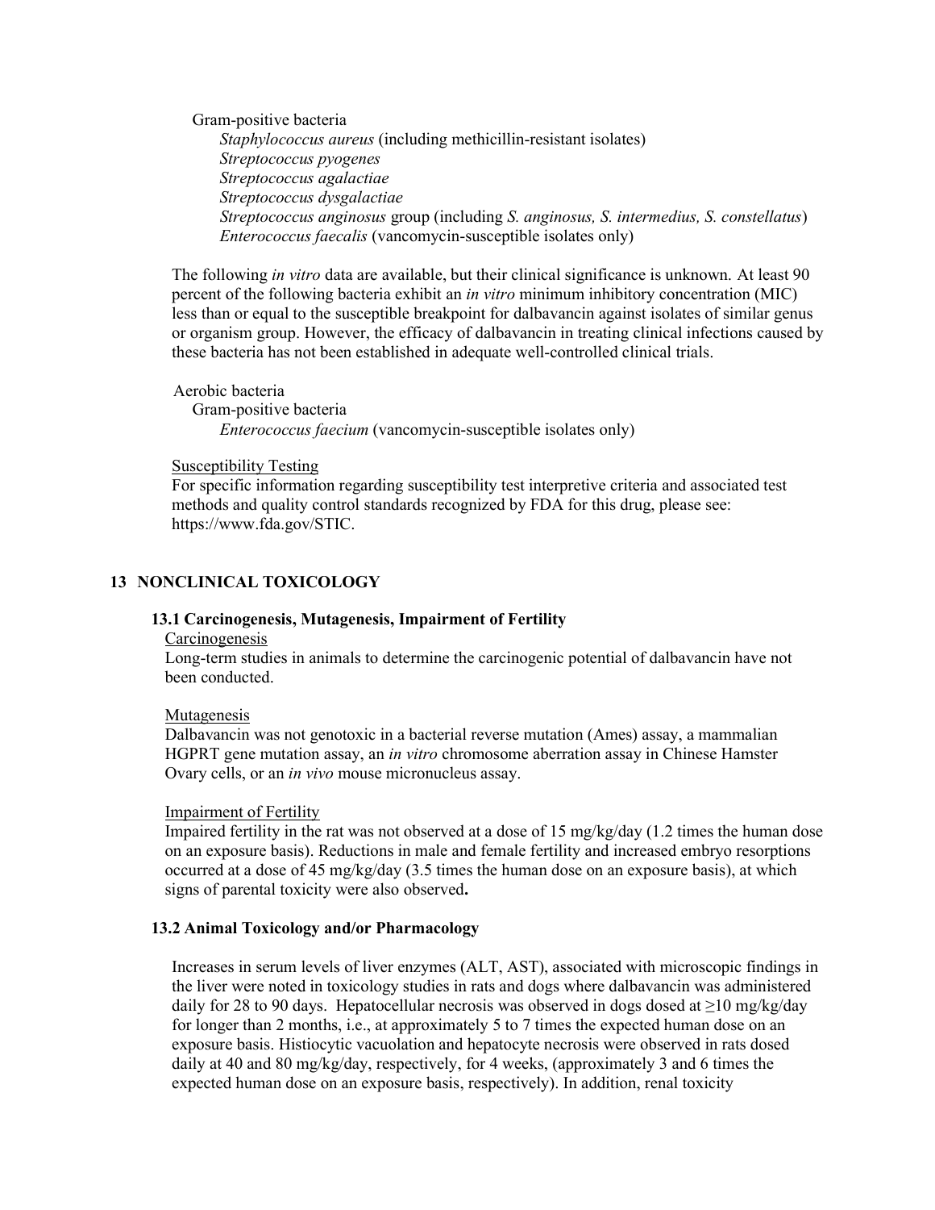Gram-positive bacteria

*Staphylococcus aureus* (including methicillin-resistant isolates)
*Streptococcus pyogenes*
*Streptococcus agalactiae*
*Streptococcus dysgalactiae*
*Streptococcus anginosus* group (including *S. anginosus, S. intermedius, S. constellatus*)
*Enterococcus faecalis* (vancomycin-susceptible isolates only)

The following *in vitro* data are available, but their clinical significance is unknown. At least 90 percent of the following bacteria exhibit an *in vitro* minimum inhibitory concentration (MIC) less than or equal to the susceptible breakpoint for dalbavancin against isolates of similar genus or organism group. However, the efficacy of dalbavancin in treating clinical infections caused by these bacteria has not been established in adequate well-controlled clinical trials.

Aerobic bacteria

Gram-positive bacteria

*Enterococcus faecium* (vancomycin-susceptible isolates only)

Susceptibility Testing

For specific information regarding susceptibility test interpretive criteria and associated test methods and quality control standards recognized by FDA for this drug, please see: https://www.fda.gov/STIC.

## 13 NONCLINICAL TOXICOLOGY

### 13.1 Carcinogenesis, Mutagenesis, Impairment of Fertility

Carcinogenesis

Long-term studies in animals to determine the carcinogenic potential of dalbavancin have not been conducted.

Mutagenesis

Dalbavancin was not genotoxic in a bacterial reverse mutation (Ames) assay, a mammalian HGPRT gene mutation assay, an *in vitro* chromosome aberration assay in Chinese Hamster Ovary cells, or an *in vivo* mouse micronucleus assay.

Impairment of Fertility

Impaired fertility in the rat was not observed at a dose of 15 mg/kg/day (1.2 times the human dose on an exposure basis). Reductions in male and female fertility and increased embryo resorptions occurred at a dose of 45 mg/kg/day (3.5 times the human dose on an exposure basis), at which signs of parental toxicity were also observed**.**

### 13.2 Animal Toxicology and/or Pharmacology

Increases in serum levels of liver enzymes (ALT, AST), associated with microscopic findings in the liver were noted in toxicology studies in rats and dogs where dalbavancin was administered daily for 28 to 90 days. Hepatocellular necrosis was observed in dogs dosed at ≥10 mg/kg/day for longer than 2 months, i.e., at approximately 5 to 7 times the expected human dose on an exposure basis. Histiocytic vacuolation and hepatocyte necrosis were observed in rats dosed daily at 40 and 80 mg/kg/day, respectively, for 4 weeks, (approximately 3 and 6 times the expected human dose on an exposure basis, respectively). In addition, renal toxicity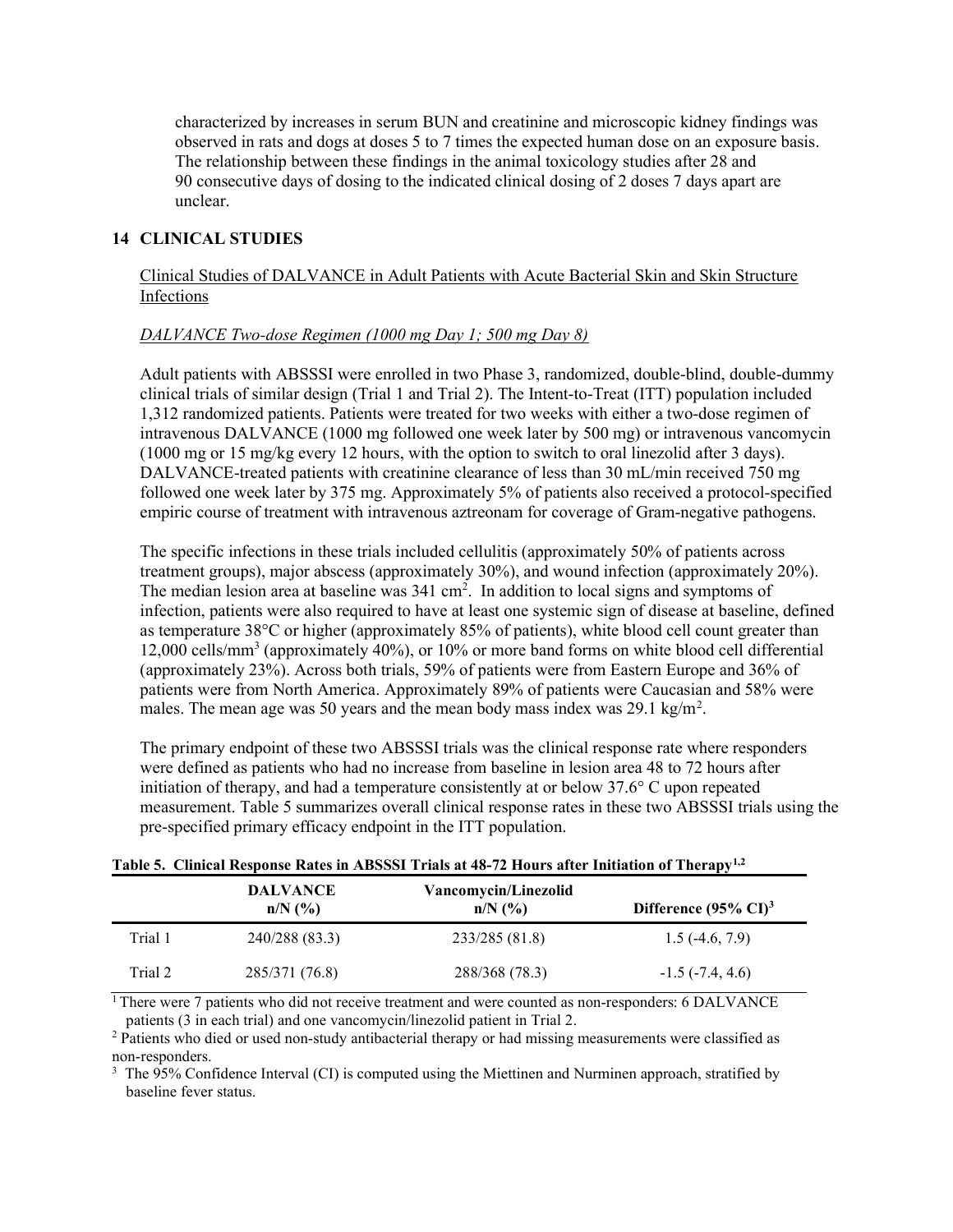characterized by increases in serum BUN and creatinine and microscopic kidney findings was observed in rats and dogs at doses 5 to 7 times the expected human dose on an exposure basis. The relationship between these findings in the animal toxicology studies after 28 and 90 consecutive days of dosing to the indicated clinical dosing of 2 doses 7 days apart are unclear.

## 14 CLINICAL STUDIES

Clinical Studies of DALVANCE in Adult Patients with Acute Bacterial Skin and Skin Structure Infections

*DALVANCE Two-dose Regimen (1000 mg Day 1; 500 mg Day 8)*

Adult patients with ABSSSI were enrolled in two Phase 3, randomized, double-blind, double-dummy clinical trials of similar design (Trial 1 and Trial 2). The Intent-to-Treat (ITT) population included 1,312 randomized patients. Patients were treated for two weeks with either a two-dose regimen of intravenous DALVANCE (1000 mg followed one week later by 500 mg) or intravenous vancomycin (1000 mg or 15 mg/kg every 12 hours, with the option to switch to oral linezolid after 3 days). DALVANCE-treated patients with creatinine clearance of less than 30 mL/min received 750 mg followed one week later by 375 mg. Approximately 5% of patients also received a protocol-specified empiric course of treatment with intravenous aztreonam for coverage of Gram-negative pathogens.

The specific infections in these trials included cellulitis (approximately 50% of patients across treatment groups), major abscess (approximately 30%), and wound infection (approximately 20%). The median lesion area at baseline was 341 $cm^2$. In addition to local signs and symptoms of infection, patients were also required to have at least one systemic sign of disease at baseline, defined as temperature 38°C or higher (approximately 85% of patients), white blood cell count greater than 12,000 cells/$mm^3$ (approximately 40%), or 10% or more band forms on white blood cell differential (approximately 23%). Across both trials, 59% of patients were from Eastern Europe and 36% of patients were from North America. Approximately 89% of patients were Caucasian and 58% were males. The mean age was 50 years and the mean body mass index was 29.1 kg/$m^2$.

The primary endpoint of these two ABSSSI trials was the clinical response rate where responders were defined as patients who had no increase from baseline in lesion area 48 to 72 hours after initiation of therapy, and had a temperature consistently at or below 37.6° C upon repeated measurement. Table 5 summarizes overall clinical response rates in these two ABSSSI trials using the pre-specified primary efficacy endpoint in the ITT population.

**Table 5. Clinical Response Rates in ABSSSI Trials at 48-72 Hours after Initiation of Therapy[1,2]**

| | DALVANCE n/N (%) | Vancomycin/Linezolid n/N (%) | Difference (95% CI)[3] |
|---|---|---|---|
| Trial 1 | 240/288 (83.3) | 233/285 (81.8) | 1.5 (-4.6, 7.9) |
| Trial 2 | 285/371 (76.8) | 288/368 (78.3) | -1.5 (-7.4, 4.6) |

[1] There were 7 patients who did not receive treatment and were counted as non-responders: 6 DALVANCE patients (3 in each trial) and one vancomycin/linezolid patient in Trial 2.

[2] Patients who died or used non-study antibacterial therapy or had missing measurements were classified as non-responders.

[3] The 95% Confidence Interval (CI) is computed using the Miettinen and Nurminen approach, stratified by baseline fever status.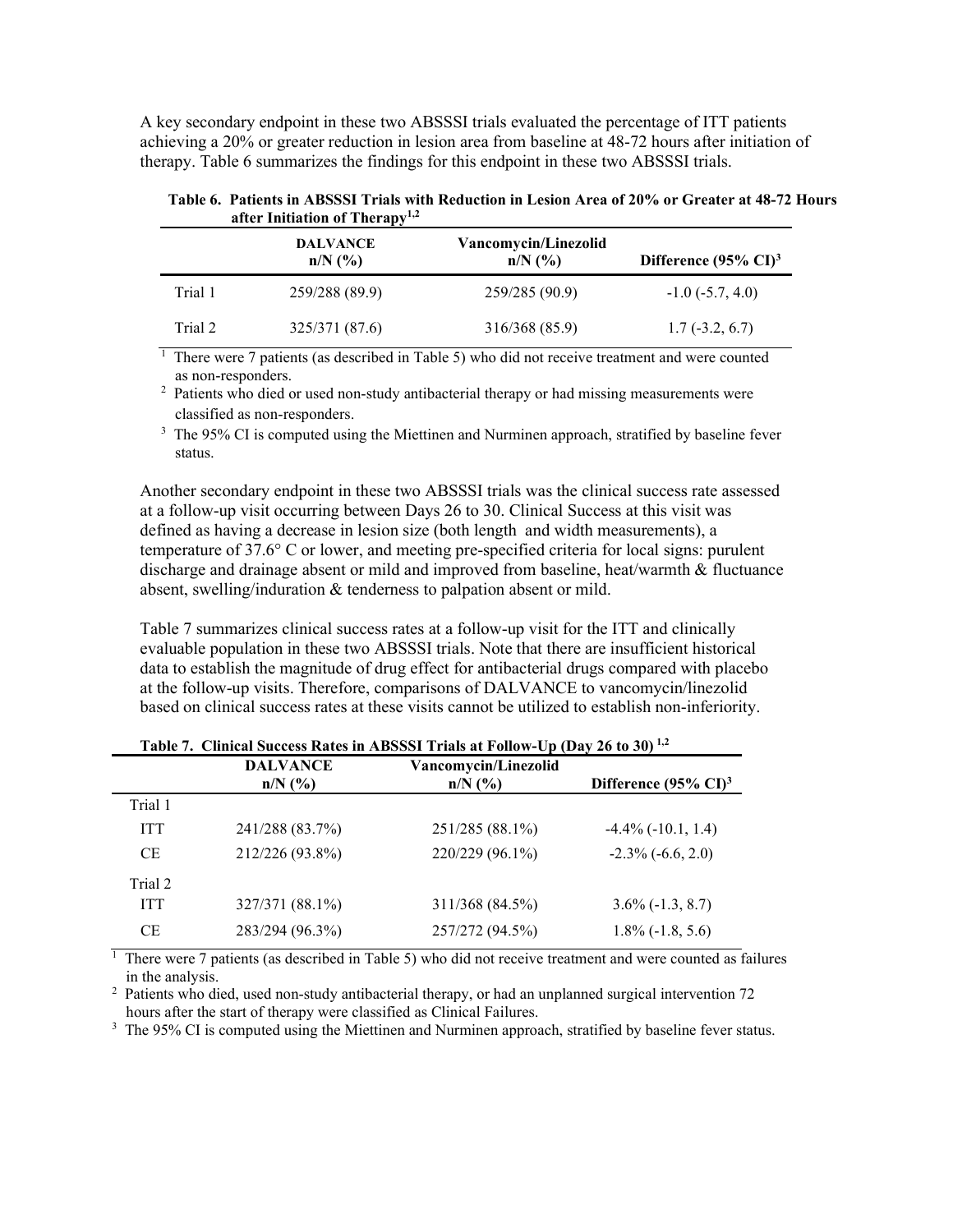A key secondary endpoint in these two ABSSSI trials evaluated the percentage of ITT patients achieving a 20% or greater reduction in lesion area from baseline at 48-72 hours after initiation of therapy. Table 6 summarizes the findings for this endpoint in these two ABSSSI trials.

**Table 6. Patients in ABSSSI Trials with Reduction in Lesion Area of 20% or Greater at 48-72 Hours after Initiation of Therapy[1,2]**

| | DALVANCE n/N (%) | Vancomycin/Linezolid n/N (%) | Difference (95% CI)[3] |
|---|---|---|---|
| Trial 1 | 259/288 (89.9) | 259/285 (90.9) | -1.0 (-5.7, 4.0) |
| Trial 2 | 325/371 (87.6) | 316/368 (85.9) | 1.7 (-3.2, 6.7) |

[1] There were 7 patients (as described in Table 5) who did not receive treatment and were counted as non-responders.

[2] Patients who died or used non-study antibacterial therapy or had missing measurements were classified as non-responders.

[3] The 95% CI is computed using the Miettinen and Nurminen approach, stratified by baseline fever status.

Another secondary endpoint in these two ABSSSI trials was the clinical success rate assessed at a follow-up visit occurring between Days 26 to 30. Clinical Success at this visit was defined as having a decrease in lesion size (both length and width measurements), a temperature of 37.6° C or lower, and meeting pre-specified criteria for local signs: purulent discharge and drainage absent or mild and improved from baseline, heat/warmth & fluctuance absent, swelling/induration & tenderness to palpation absent or mild.

Table 7 summarizes clinical success rates at a follow-up visit for the ITT and clinically evaluable population in these two ABSSSI trials. Note that there are insufficient historical data to establish the magnitude of drug effect for antibacterial drugs compared with placebo at the follow-up visits. Therefore, comparisons of DALVANCE to vancomycin/linezolid based on clinical success rates at these visits cannot be utilized to establish non-inferiority.

**Table 7. Clinical Success Rates in ABSSSI Trials at Follow-Up (Day 26 to 30)[1,2]**

| | DALVANCE n/N (%) | Vancomycin/Linezolid n/N (%) | Difference (95% CI)[3] |
|---|---|---|---|
| Trial 1 | | | |
| ITT | 241/288 (83.7%) | 251/285 (88.1%) | -4.4% (-10.1, 1.4) |
| CE | 212/226 (93.8%) | 220/229 (96.1%) | -2.3% (-6.6, 2.0) |
| Trial 2 | | | |
| ITT | 327/371 (88.1%) | 311/368 (84.5%) | 3.6% (-1.3, 8.7) |
| CE | 283/294 (96.3%) | 257/272 (94.5%) | 1.8% (-1.8, 5.6) |

[1] There were 7 patients (as described in Table 5) who did not receive treatment and were counted as failures in the analysis.

[2] Patients who died, used non-study antibacterial therapy, or had an unplanned surgical intervention 72 hours after the start of therapy were classified as Clinical Failures.

[3] The 95% CI is computed using the Miettinen and Nurminen approach, stratified by baseline fever status.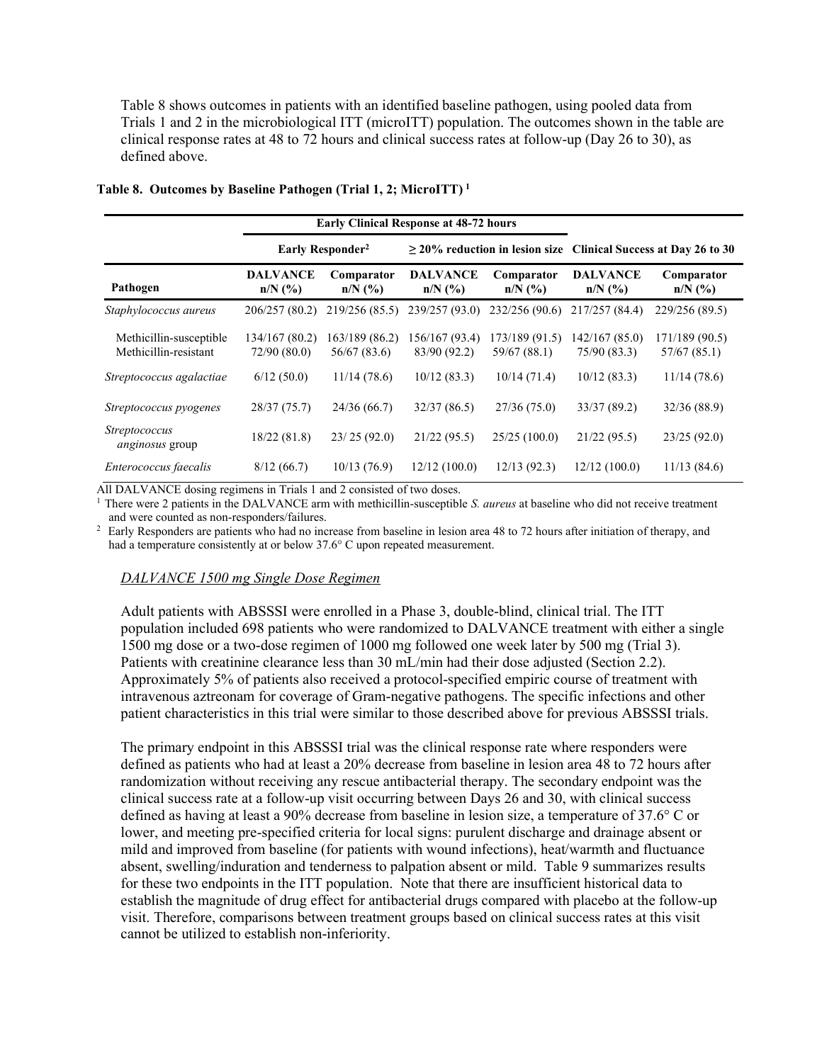Table 8 shows outcomes in patients with an identified baseline pathogen, using pooled data from Trials 1 and 2 in the microbiological ITT (microITT) population. The outcomes shown in the table are clinical response rates at 48 to 72 hours and clinical success rates at follow-up (Day 26 to 30), as defined above.

**Table 8. Outcomes by Baseline Pathogen (Trial 1, 2; MicroITT) [1]**

| | Early Clinical Response at 48-72 hours | | | | | |
|---|---|---|---|---|---|---|
| | Early Responder[2] | | ≥ 20% reduction in lesion size | | Clinical Success at Day 26 to 30 | |
| **Pathogen** | **DALVANCE n/N (%)** | **Comparator n/N (%)** | **DALVANCE n/N (%)** | **Comparator n/N (%)** | **DALVANCE n/N (%)** | **Comparator n/N (%)** |
| *Staphylococcus aureus* | 206/257 (80.2) | 219/256 (85.5) | 239/257 (93.0) | 232/256 (90.6) | 217/257 (84.4) | 229/256 (89.5) |
| Methicillin-susceptible | 134/167 (80.2) | 163/189 (86.2) | 156/167 (93.4) | 173/189 (91.5) | 142/167 (85.0) | 171/189 (90.5) |
| Methicillin-resistant | 72/90 (80.0) | 56/67 (83.6) | 83/90 (92.2) | 59/67 (88.1) | 75/90 (83.3) | 57/67 (85.1) |
| *Streptococcus agalactiae* | 6/12 (50.0) | 11/14 (78.6) | 10/12 (83.3) | 10/14 (71.4) | 10/12 (83.3) | 11/14 (78.6) |
| *Streptococcus pyogenes* | 28/37 (75.7) | 24/36 (66.7) | 32/37 (86.5) | 27/36 (75.0) | 33/37 (89.2) | 32/36 (88.9) |
| *Streptococcus anginosus* group | 18/22 (81.8) | 23/ 25 (92.0) | 21/22 (95.5) | 25/25 (100.0) | 21/22 (95.5) | 23/25 (92.0) |
| *Enterococcus faecalis* | 8/12 (66.7) | 10/13 (76.9) | 12/12 (100.0) | 12/13 (92.3) | 12/12 (100.0) | 11/13 (84.6) |

All DALVANCE dosing regimens in Trials 1 and 2 consisted of two doses.

[1] There were 2 patients in the DALVANCE arm with methicillin-susceptible *S. aureus* at baseline who did not receive treatment and were counted as non-responders/failures.

[2] Early Responders are patients who had no increase from baseline in lesion area 48 to 72 hours after initiation of therapy, and had a temperature consistently at or below 37.6° C upon repeated measurement.

*DALVANCE 1500 mg Single Dose Regimen*

Adult patients with ABSSSI were enrolled in a Phase 3, double-blind, clinical trial. The ITT population included 698 patients who were randomized to DALVANCE treatment with either a single 1500 mg dose or a two-dose regimen of 1000 mg followed one week later by 500 mg (Trial 3). Patients with creatinine clearance less than 30 mL/min had their dose adjusted (Section 2.2). Approximately 5% of patients also received a protocol-specified empiric course of treatment with intravenous aztreonam for coverage of Gram-negative pathogens. The specific infections and other patient characteristics in this trial were similar to those described above for previous ABSSSI trials.

The primary endpoint in this ABSSSI trial was the clinical response rate where responders were defined as patients who had at least a 20% decrease from baseline in lesion area 48 to 72 hours after randomization without receiving any rescue antibacterial therapy. The secondary endpoint was the clinical success rate at a follow-up visit occurring between Days 26 and 30, with clinical success defined as having at least a 90% decrease from baseline in lesion size, a temperature of 37.6° C or lower, and meeting pre-specified criteria for local signs: purulent discharge and drainage absent or mild and improved from baseline (for patients with wound infections), heat/warmth and fluctuance absent, swelling/induration and tenderness to palpation absent or mild. Table 9 summarizes results for these two endpoints in the ITT population. Note that there are insufficient historical data to establish the magnitude of drug effect for antibacterial drugs compared with placebo at the follow-up visit. Therefore, comparisons between treatment groups based on clinical success rates at this visit cannot be utilized to establish non-inferiority.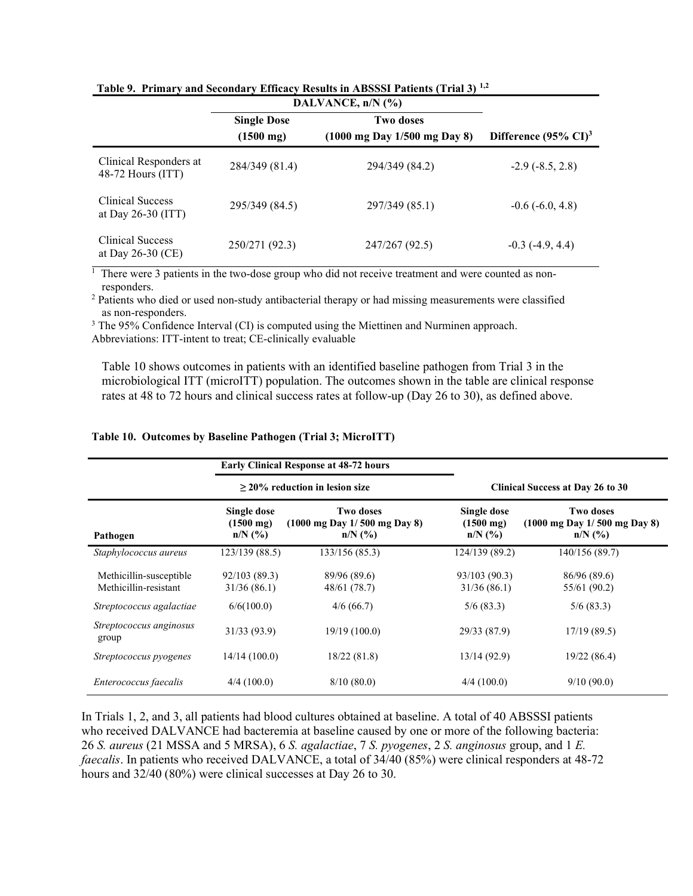**Table 9. Primary and Secondary Efficacy Results in ABSSSI Patients (Trial 3) [1,2]**

| | DALVANCE, n/N (%) | | |
|---|---|---|---|
| | **Single Dose (1500 mg)** | **Two doses (1000 mg Day 1/500 mg Day 8)** | **Difference (95% CI)[3]** |
| Clinical Responders at 48-72 Hours (ITT) | 284/349 (81.4) | 294/349 (84.2) | -2.9 (-8.5, 2.8) |
| Clinical Success at Day 26-30 (ITT) | 295/349 (84.5) | 297/349 (85.1) | -0.6 (-6.0, 4.8) |
| Clinical Success at Day 26-30 (CE) | 250/271 (92.3) | 247/267 (92.5) | -0.3 (-4.9, 4.4) |

[1] There were 3 patients in the two-dose group who did not receive treatment and were counted as non-responders.
[2] Patients who died or used non-study antibacterial therapy or had missing measurements were classified as non-responders.
[3] The 95% Confidence Interval (CI) is computed using the Miettinen and Nurminen approach.
Abbreviations: ITT-intent to treat; CE-clinically evaluable

Table 10 shows outcomes in patients with an identified baseline pathogen from Trial 3 in the microbiological ITT (microITT) population. The outcomes shown in the table are clinical response rates at 48 to 72 hours and clinical success rates at follow-up (Day 26 to 30), as defined above.

**Table 10. Outcomes by Baseline Pathogen (Trial 3; MicroITT)**

| | Early Clinical Response at 48-72 hours | | Clinical Success at Day 26 to 30 | |
|---|---|---|---|---|
| | ≥ 20% reduction in lesion size | | | |
| **Pathogen** | **Single dose (1500 mg) n/N (%)** | **Two doses (1000 mg Day 1/ 500 mg Day 8) n/N (%)** | **Single dose (1500 mg) n/N (%)** | **Two doses (1000 mg Day 1/ 500 mg Day 8) n/N (%)** |
| *Staphylococcus aureus* | 123/139 (88.5) | 133/156 (85.3) | 124/139 (89.2) | 140/156 (89.7) |
| Methicillin-susceptible | 92/103 (89.3) | 89/96 (89.6) | 93/103 (90.3) | 86/96 (89.6) |
| Methicillin-resistant | 31/36 (86.1) | 48/61 (78.7) | 31/36 (86.1) | 55/61 (90.2) |
| *Streptococcus agalactiae* | 6/6(100.0) | 4/6 (66.7) | 5/6 (83.3) | 5/6 (83.3) |
| *Streptococcus anginosus* group | 31/33 (93.9) | 19/19 (100.0) | 29/33 (87.9) | 17/19 (89.5) |
| *Streptococcus pyogenes* | 14/14 (100.0) | 18/22 (81.8) | 13/14 (92.9) | 19/22 (86.4) |
| *Enterococcus faecalis* | 4/4 (100.0) | 8/10 (80.0) | 4/4 (100.0) | 9/10 (90.0) |

In Trials 1, 2, and 3, all patients had blood cultures obtained at baseline. A total of 40 ABSSSI patients who received DALVANCE had bacteremia at baseline caused by one or more of the following bacteria: 26 *S. aureus* (21 MSSA and 5 MRSA), 6 *S. agalactiae*, 7 *S. pyogenes*, 2 *S. anginosus* group, and 1 *E. faecalis*. In patients who received DALVANCE, a total of 34/40 (85%) were clinical responders at 48-72 hours and 32/40 (80%) were clinical successes at Day 26 to 30.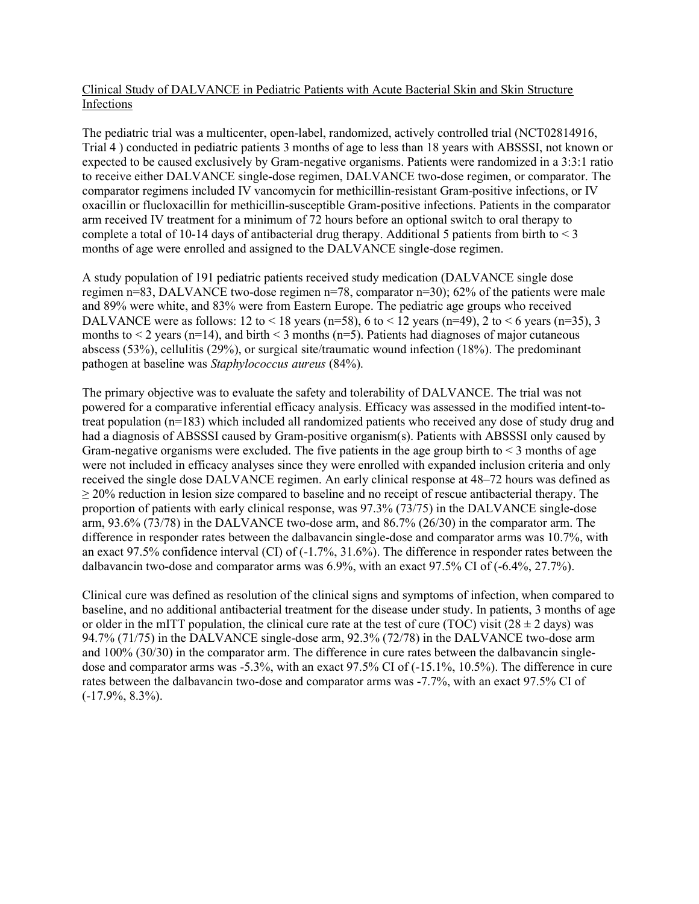## Clinical Study of DALVANCE in Pediatric Patients with Acute Bacterial Skin and Skin Structure Infections

The pediatric trial was a multicenter, open-label, randomized, actively controlled trial (NCT02814916, Trial 4 ) conducted in pediatric patients 3 months of age to less than 18 years with ABSSSI, not known or expected to be caused exclusively by Gram-negative organisms. Patients were randomized in a 3:3:1 ratio to receive either DALVANCE single-dose regimen, DALVANCE two-dose regimen, or comparator. The comparator regimens included IV vancomycin for methicillin-resistant Gram-positive infections, or IV oxacillin or flucloxacillin for methicillin-susceptible Gram-positive infections. Patients in the comparator arm received IV treatment for a minimum of 72 hours before an optional switch to oral therapy to complete a total of 10-14 days of antibacterial drug therapy. Additional 5 patients from birth to < 3 months of age were enrolled and assigned to the DALVANCE single-dose regimen.

A study population of 191 pediatric patients received study medication (DALVANCE single dose regimen n=83, DALVANCE two-dose regimen n=78, comparator n=30); 62% of the patients were male and 89% were white, and 83% were from Eastern Europe. The pediatric age groups who received DALVANCE were as follows: 12 to < 18 years (n=58), 6 to < 12 years (n=49), 2 to < 6 years (n=35), 3 months to < 2 years (n=14), and birth < 3 months (n=5). Patients had diagnoses of major cutaneous abscess (53%), cellulitis (29%), or surgical site/traumatic wound infection (18%). The predominant pathogen at baseline was *Staphylococcus aureus* (84%).

The primary objective was to evaluate the safety and tolerability of DALVANCE. The trial was not powered for a comparative inferential efficacy analysis. Efficacy was assessed in the modified intent-to-treat population (n=183) which included all randomized patients who received any dose of study drug and had a diagnosis of ABSSSI caused by Gram-positive organism(s). Patients with ABSSSI only caused by Gram-negative organisms were excluded. The five patients in the age group birth to < 3 months of age were not included in efficacy analyses since they were enrolled with expanded inclusion criteria and only received the single dose DALVANCE regimen. An early clinical response at 48–72 hours was defined as ≥ 20% reduction in lesion size compared to baseline and no receipt of rescue antibacterial therapy. The proportion of patients with early clinical response, was 97.3% (73/75) in the DALVANCE single-dose arm, 93.6% (73/78) in the DALVANCE two-dose arm, and 86.7% (26/30) in the comparator arm. The difference in responder rates between the dalbavancin single-dose and comparator arms was 10.7%, with an exact 97.5% confidence interval (CI) of (-1.7%, 31.6%). The difference in responder rates between the dalbavancin two-dose and comparator arms was 6.9%, with an exact 97.5% CI of (-6.4%, 27.7%).

Clinical cure was defined as resolution of the clinical signs and symptoms of infection, when compared to baseline, and no additional antibacterial treatment for the disease under study. In patients, 3 months of age or older in the mITT population, the clinical cure rate at the test of cure (TOC) visit (28 ± 2 days) was 94.7% (71/75) in the DALVANCE single-dose arm, 92.3% (72/78) in the DALVANCE two-dose arm and 100% (30/30) in the comparator arm. The difference in cure rates between the dalbavancin single-dose and comparator arms was -5.3%, with an exact 97.5% CI of (-15.1%, 10.5%). The difference in cure rates between the dalbavancin two-dose and comparator arms was -7.7%, with an exact 97.5% CI of (-17.9%, 8.3%).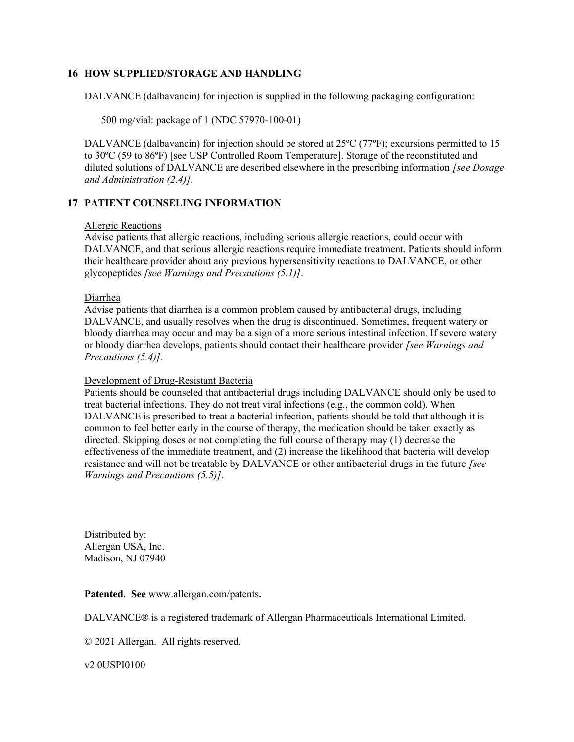## 16 HOW SUPPLIED/STORAGE AND HANDLING

DALVANCE (dalbavancin) for injection is supplied in the following packaging configuration:

500 mg/vial: package of 1 (NDC 57970-100-01)

DALVANCE (dalbavancin) for injection should be stored at 25ºC (77ºF); excursions permitted to 15 to 30ºC (59 to 86ºF) [see USP Controlled Room Temperature]. Storage of the reconstituted and diluted solutions of DALVANCE are described elsewhere in the prescribing information *[see Dosage and Administration (2.4)].*

## 17 PATIENT COUNSELING INFORMATION

Allergic Reactions

Advise patients that allergic reactions, including serious allergic reactions, could occur with DALVANCE, and that serious allergic reactions require immediate treatment. Patients should inform their healthcare provider about any previous hypersensitivity reactions to DALVANCE, or other glycopeptides *[see Warnings and Precautions (5.1)]*.

Diarrhea

Advise patients that diarrhea is a common problem caused by antibacterial drugs, including DALVANCE, and usually resolves when the drug is discontinued. Sometimes, frequent watery or bloody diarrhea may occur and may be a sign of a more serious intestinal infection. If severe watery or bloody diarrhea develops, patients should contact their healthcare provider *[see Warnings and Precautions (5.4)]*.

Development of Drug-Resistant Bacteria

Patients should be counseled that antibacterial drugs including DALVANCE should only be used to treat bacterial infections. They do not treat viral infections (e.g., the common cold). When DALVANCE is prescribed to treat a bacterial infection, patients should be told that although it is common to feel better early in the course of therapy, the medication should be taken exactly as directed. Skipping doses or not completing the full course of therapy may (1) decrease the effectiveness of the immediate treatment, and (2) increase the likelihood that bacteria will develop resistance and will not be treatable by DALVANCE or other antibacterial drugs in the future *[see Warnings and Precautions (5.5)]*.

Distributed by:
Allergan USA, Inc.
Madison, NJ 07940

**Patented. See** www.allergan.com/patents**.**

DALVANCE**®** is a registered trademark of Allergan Pharmaceuticals International Limited.

© 2021 Allergan. All rights reserved.

v2.0USPI0100